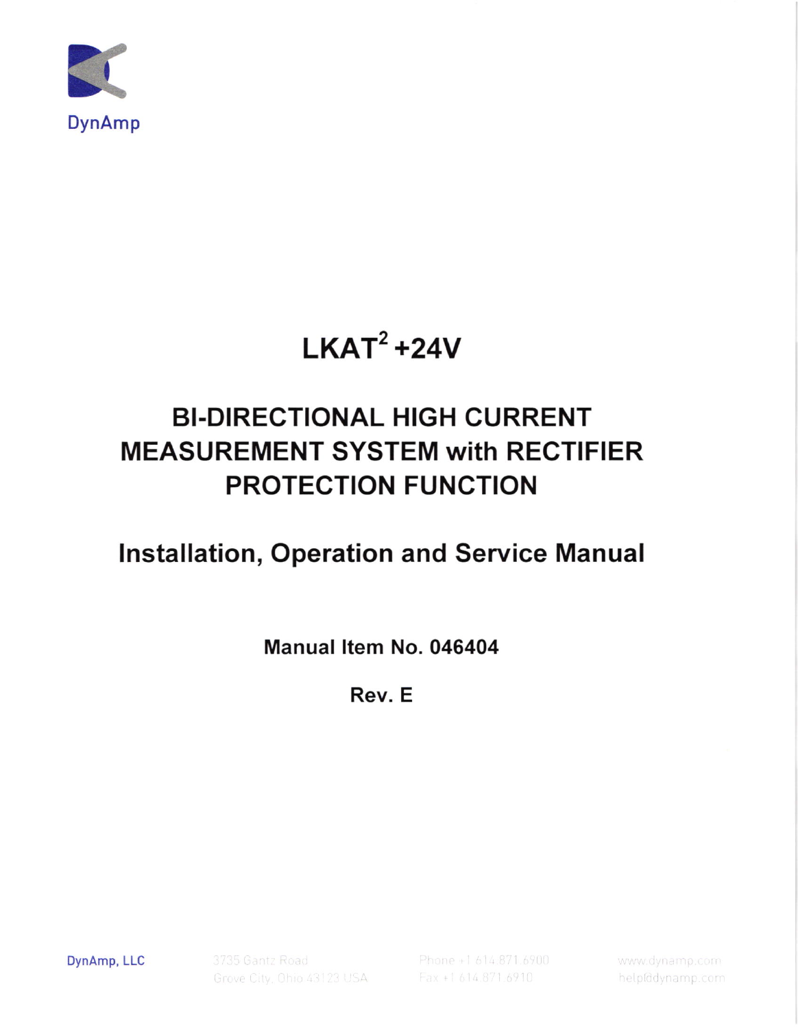DynAmp

# LKAT$^2$ +24V

## BI-DIRECTIONAL HIGH CURRENT MEASUREMENT SYSTEM with RECTIFIER PROTECTION FUNCTION

## Installation, Operation and Service Manual

**Manual Item No. 046404**

**Rev. E**

DynAmp, LLC 3735 Gantz Road Grove City, Ohio 43123 USA Phone +1 614.871.6900 Fax +1 614.871.6910 www.dynamp.com help@dynamp.com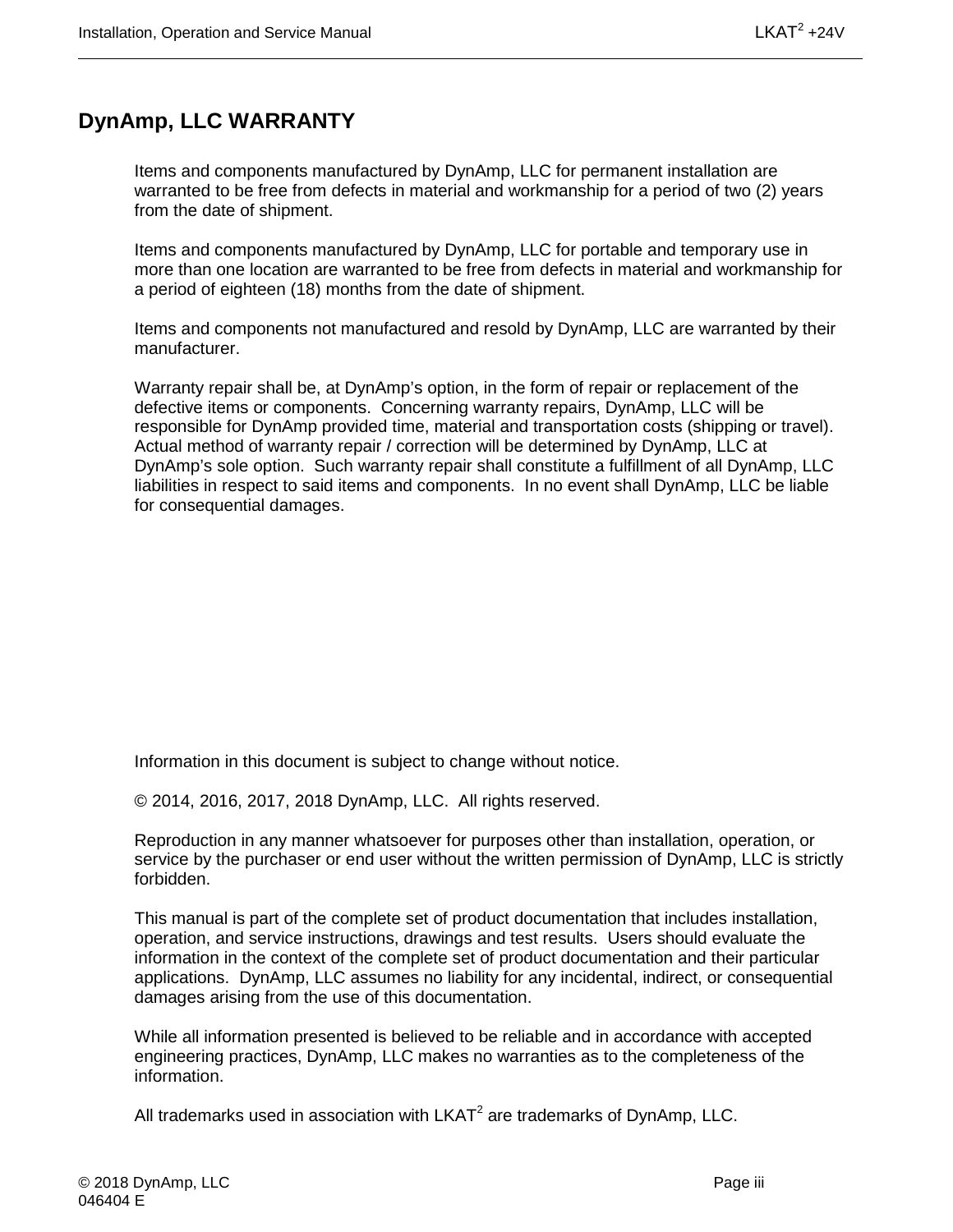# DynAmp, LLC WARRANTY

Items and components manufactured by DynAmp, LLC for permanent installation are warranted to be free from defects in material and workmanship for a period of two (2) years from the date of shipment.

Items and components manufactured by DynAmp, LLC for portable and temporary use in more than one location are warranted to be free from defects in material and workmanship for a period of eighteen (18) months from the date of shipment.

Items and components not manufactured and resold by DynAmp, LLC are warranted by their manufacturer.

Warranty repair shall be, at DynAmp's option, in the form of repair or replacement of the defective items or components. Concerning warranty repairs, DynAmp, LLC will be responsible for DynAmp provided time, material and transportation costs (shipping or travel). Actual method of warranty repair / correction will be determined by DynAmp, LLC at DynAmp's sole option. Such warranty repair shall constitute a fulfillment of all DynAmp, LLC liabilities in respect to said items and components. In no event shall DynAmp, LLC be liable for consequential damages.

Information in this document is subject to change without notice.

© 2014, 2016, 2017, 2018 DynAmp, LLC. All rights reserved.

Reproduction in any manner whatsoever for purposes other than installation, operation, or service by the purchaser or end user without the written permission of DynAmp, LLC is strictly forbidden.

This manual is part of the complete set of product documentation that includes installation, operation, and service instructions, drawings and test results. Users should evaluate the information in the context of the complete set of product documentation and their particular applications. DynAmp, LLC assumes no liability for any incidental, indirect, or consequential damages arising from the use of this documentation.

While all information presented is believed to be reliable and in accordance with accepted engineering practices, DynAmp, LLC makes no warranties as to the completeness of the information.

All trademarks used in association with LKAT$^2$ are trademarks of DynAmp, LLC.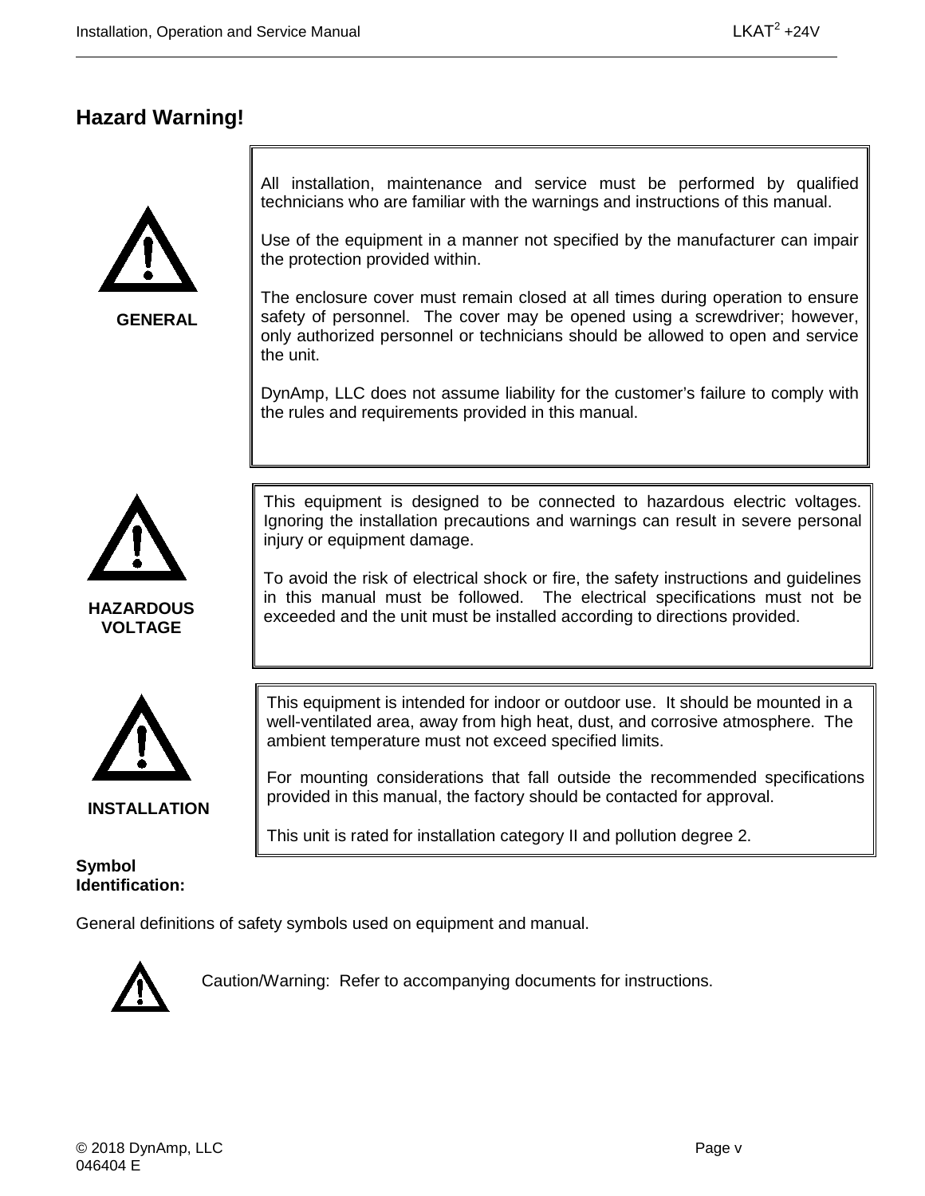## Hazard Warning!

**GENERAL**

All installation, maintenance and service must be performed by qualified technicians who are familiar with the warnings and instructions of this manual.

Use of the equipment in a manner not specified by the manufacturer can impair the protection provided within.

The enclosure cover must remain closed at all times during operation to ensure safety of personnel. The cover may be opened using a screwdriver; however, only authorized personnel or technicians should be allowed to open and service the unit.

DynAmp, LLC does not assume liability for the customer's failure to comply with the rules and requirements provided in this manual.

**HAZARDOUS VOLTAGE**

This equipment is designed to be connected to hazardous electric voltages. Ignoring the installation precautions and warnings can result in severe personal injury or equipment damage.

To avoid the risk of electrical shock or fire, the safety instructions and guidelines in this manual must be followed. The electrical specifications must not be exceeded and the unit must be installed according to directions provided.

**INSTALLATION**

This equipment is intended for indoor or outdoor use. It should be mounted in a well-ventilated area, away from high heat, dust, and corrosive atmosphere. The ambient temperature must not exceed specified limits.

For mounting considerations that fall outside the recommended specifications provided in this manual, the factory should be contacted for approval.

This unit is rated for installation category II and pollution degree 2.

**Symbol Identification:**

General definitions of safety symbols used on equipment and manual.

Caution/Warning: Refer to accompanying documents for instructions.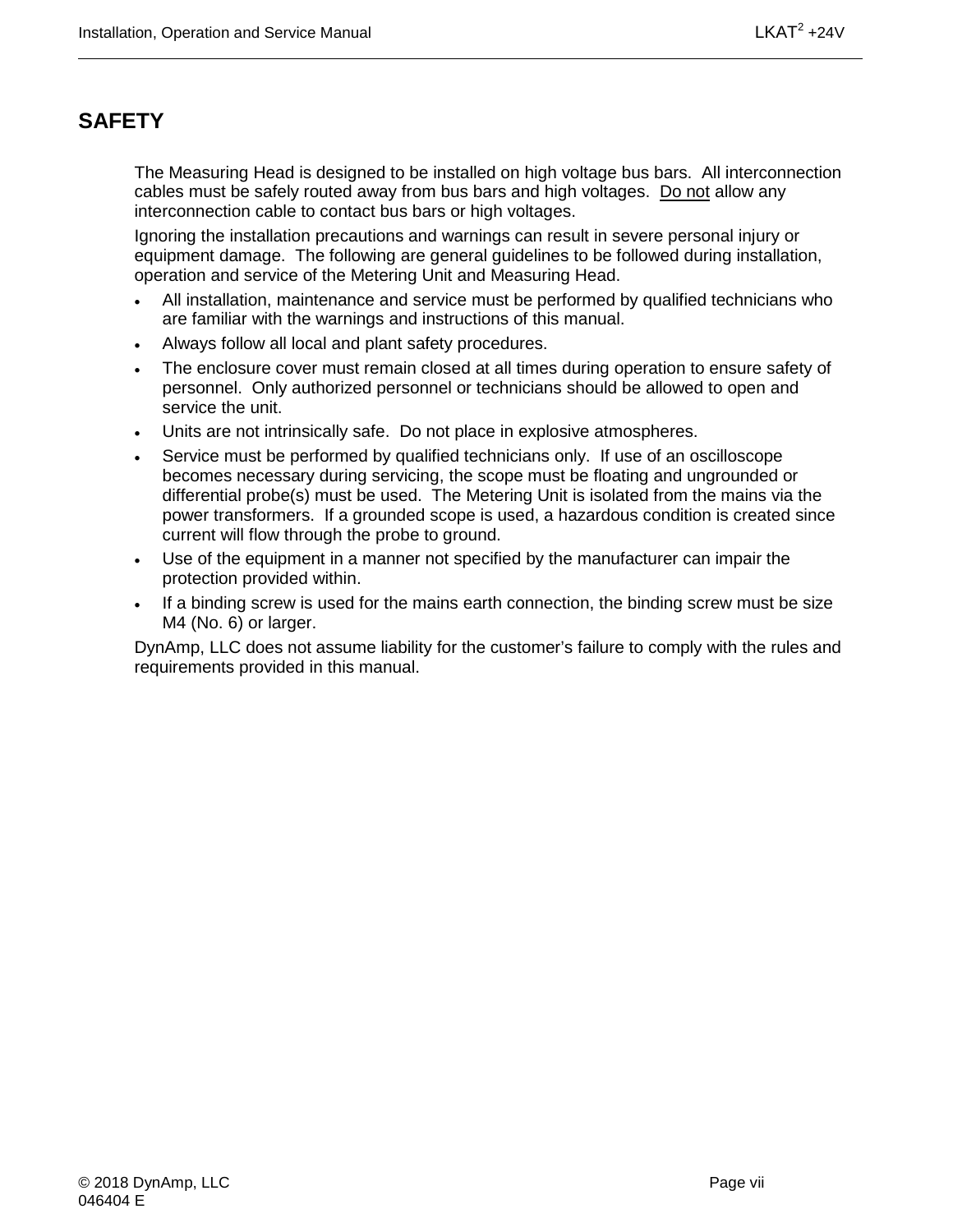# SAFETY

The Measuring Head is designed to be installed on high voltage bus bars. All interconnection cables must be safely routed away from bus bars and high voltages. <u>Do not</u> allow any interconnection cable to contact bus bars or high voltages.

Ignoring the installation precautions and warnings can result in severe personal injury or equipment damage. The following are general guidelines to be followed during installation, operation and service of the Metering Unit and Measuring Head.

- All installation, maintenance and service must be performed by qualified technicians who are familiar with the warnings and instructions of this manual.
- Always follow all local and plant safety procedures.
- The enclosure cover must remain closed at all times during operation to ensure safety of personnel. Only authorized personnel or technicians should be allowed to open and service the unit.
- Units are not intrinsically safe. Do not place in explosive atmospheres.
- Service must be performed by qualified technicians only. If use of an oscilloscope becomes necessary during servicing, the scope must be floating and ungrounded or differential probe(s) must be used. The Metering Unit is isolated from the mains via the power transformers. If a grounded scope is used, a hazardous condition is created since current will flow through the probe to ground.
- Use of the equipment in a manner not specified by the manufacturer can impair the protection provided within.
- If a binding screw is used for the mains earth connection, the binding screw must be size M4 (No. 6) or larger.

DynAmp, LLC does not assume liability for the customer's failure to comply with the rules and requirements provided in this manual.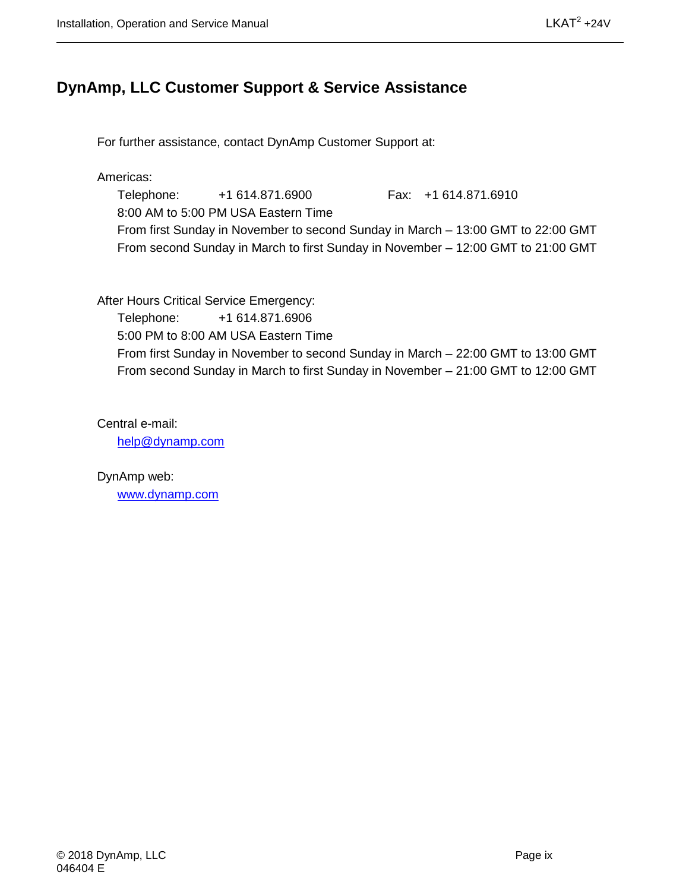## DynAmp, LLC Customer Support & Service Assistance

For further assistance, contact DynAmp Customer Support at:

Americas:

Telephone: +1 614.871.6900 Fax: +1 614.871.6910

8:00 AM to 5:00 PM USA Eastern Time

From first Sunday in November to second Sunday in March – 13:00 GMT to 22:00 GMT

From second Sunday in March to first Sunday in November – 12:00 GMT to 21:00 GMT

After Hours Critical Service Emergency:

Telephone: +1 614.871.6906

5:00 PM to 8:00 AM USA Eastern Time

From first Sunday in November to second Sunday in March – 22:00 GMT to 13:00 GMT

From second Sunday in March to first Sunday in November – 21:00 GMT to 12:00 GMT

Central e-mail:

help@dynamp.com

DynAmp web:

www.dynamp.com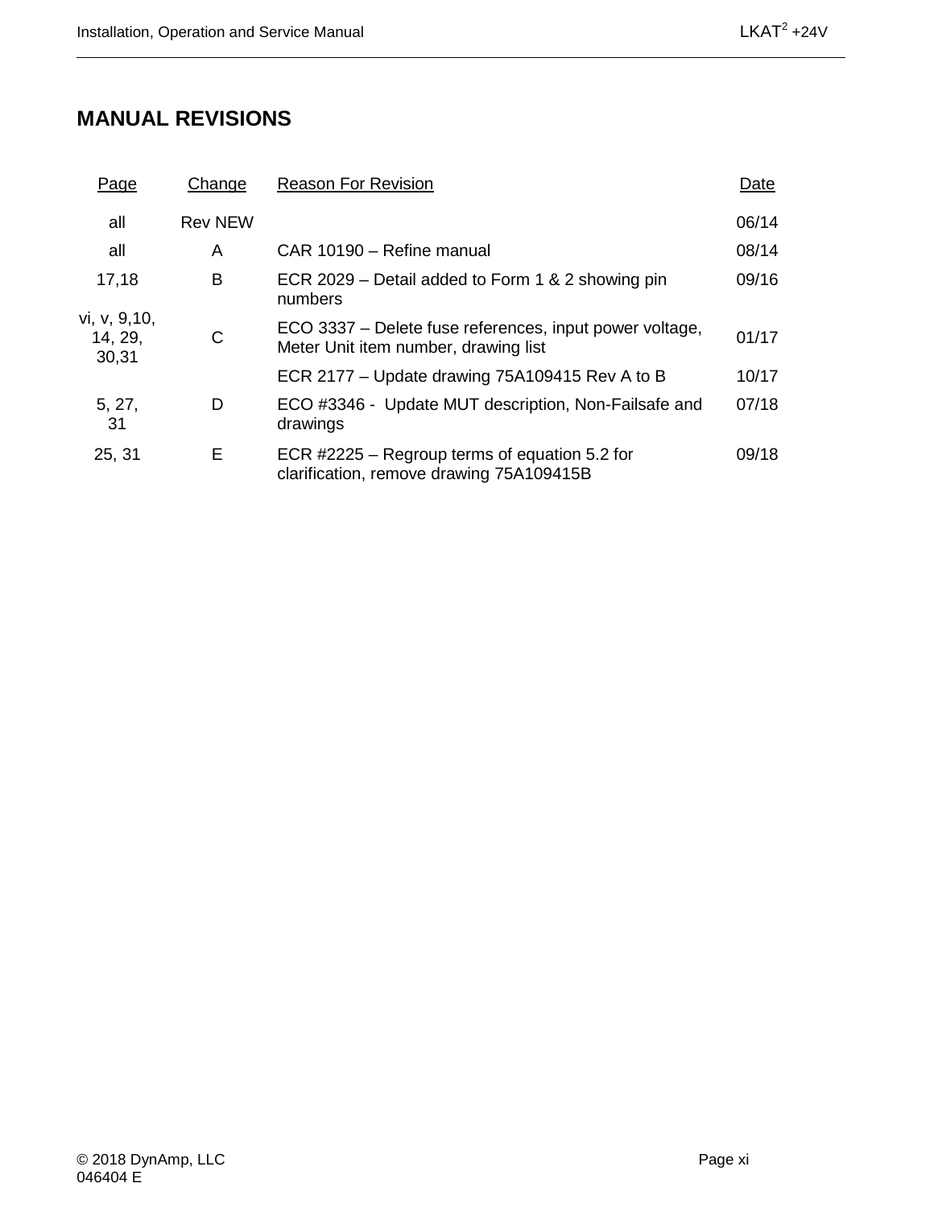# MANUAL REVISIONS

| Page | Change | Reason For Revision | Date |
| --- | --- | --- | --- |
| all | Rev NEW | | 06/14 |
| all | A | CAR 10190 – Refine manual | 08/14 |
| 17,18 | B | ECR 2029 – Detail added to Form 1 & 2 showing pin numbers | 09/16 |
| vi, v, 9,10, 14, 29, 30,31 | C | ECO 3337 – Delete fuse references, input power voltage, Meter Unit item number, drawing list | 01/17 |
| | | ECR 2177 – Update drawing 75A109415 Rev A to B | 10/17 |
| 5, 27, 31 | D | ECO #3346 - Update MUT description, Non-Failsafe and drawings | 07/18 |
| 25, 31 | E | ECR #2225 – Regroup terms of equation 5.2 for clarification, remove drawing 75A109415B | 09/18 |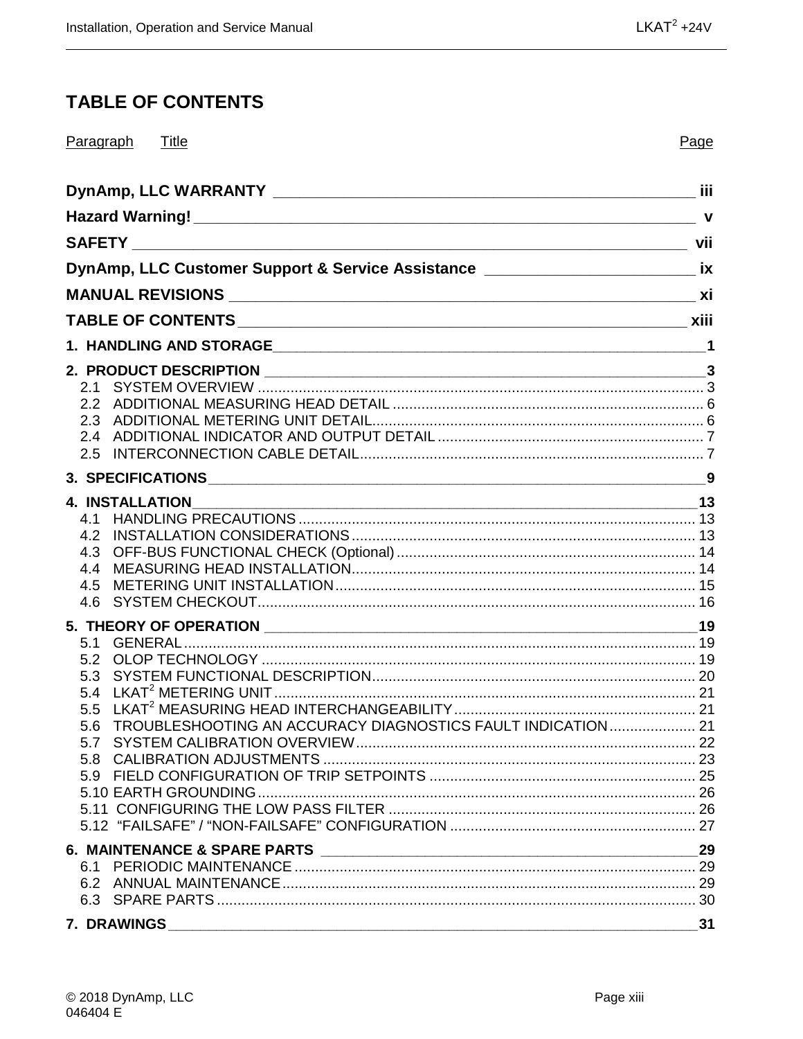# TABLE OF CONTENTS

| Paragraph | Title | Page |
|---|---|---|
| | **DynAmp, LLC WARRANTY** | **iii** |
| | **Hazard Warning!** | **v** |
| | **SAFETY** | **vii** |
| | **DynAmp, LLC Customer Support & Service Assistance** | **ix** |
| | **MANUAL REVISIONS** | **xi** |
| | **TABLE OF CONTENTS** | **xiii** |
| **1.** | **HANDLING AND STORAGE** | **1** |
| **2.** | **PRODUCT DESCRIPTION** | **3** |
| 2.1 | SYSTEM OVERVIEW | 3 |
| 2.2 | ADDITIONAL MEASURING HEAD DETAIL | 6 |
| 2.3 | ADDITIONAL METERING UNIT DETAIL | 6 |
| 2.4 | ADDITIONAL INDICATOR AND OUTPUT DETAIL | 7 |
| 2.5 | INTERCONNECTION CABLE DETAIL | 7 |
| **3.** | **SPECIFICATIONS** | **9** |
| **4.** | **INSTALLATION** | **13** |
| 4.1 | HANDLING PRECAUTIONS | 13 |
| 4.2 | INSTALLATION CONSIDERATIONS | 13 |
| 4.3 | OFF-BUS FUNCTIONAL CHECK (Optional) | 14 |
| 4.4 | MEASURING HEAD INSTALLATION | 14 |
| 4.5 | METERING UNIT INSTALLATION | 15 |
| 4.6 | SYSTEM CHECKOUT | 16 |
| **5.** | **THEORY OF OPERATION** | **19** |
| 5.1 | GENERAL | 19 |
| 5.2 | OLOP TECHNOLOGY | 19 |
| 5.3 | SYSTEM FUNCTIONAL DESCRIPTION | 20 |
| 5.4 | LKAT[2] METERING UNIT | 21 |
| 5.5 | LKAT[2] MEASURING HEAD INTERCHANGEABILITY | 21 |
| 5.6 | TROUBLESHOOTING AN ACCURACY DIAGNOSTICS FAULT INDICATION | 21 |
| 5.7 | SYSTEM CALIBRATION OVERVIEW | 22 |
| 5.8 | CALIBRATION ADJUSTMENTS | 23 |
| 5.9 | FIELD CONFIGURATION OF TRIP SETPOINTS | 25 |
| 5.10 | EARTH GROUNDING | 26 |
| 5.11 | CONFIGURING THE LOW PASS FILTER | 26 |
| 5.12 | "FAILSAFE" / "NON-FAILSAFE" CONFIGURATION | 27 |
| **6.** | **MAINTENANCE & SPARE PARTS** | **29** |
| 6.1 | PERIODIC MAINTENANCE | 29 |
| 6.2 | ANNUAL MAINTENANCE | 29 |
| 6.3 | SPARE PARTS | 30 |
| **7.** | **DRAWINGS** | **31** |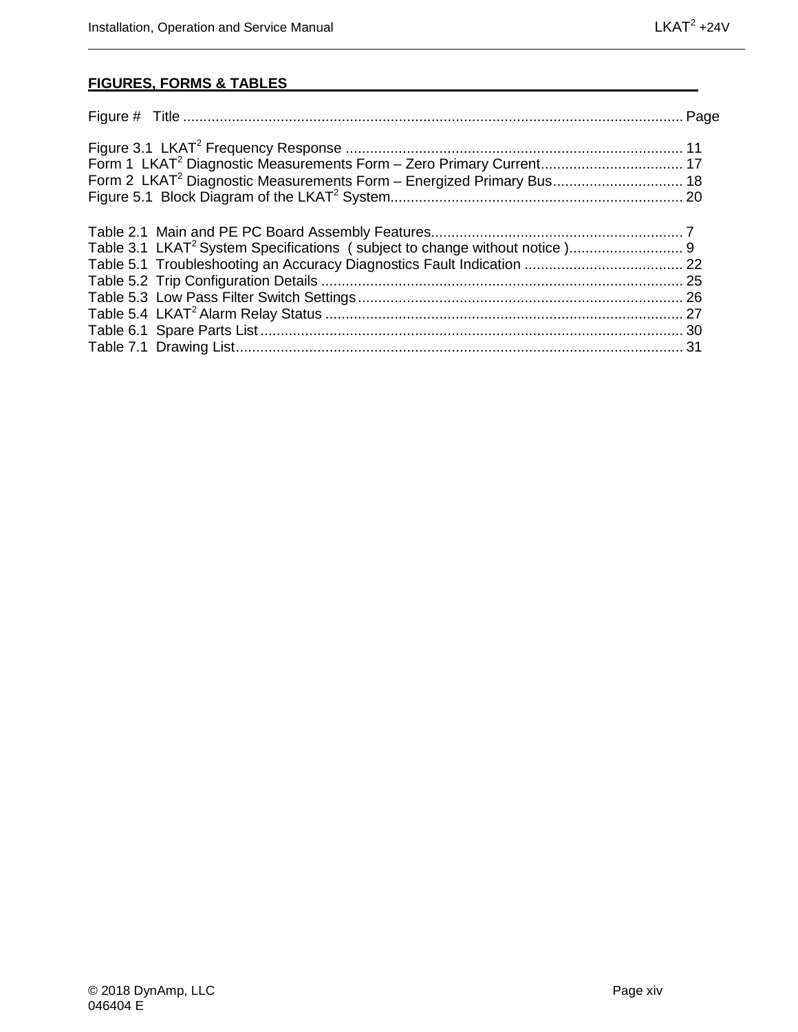## FIGURES, FORMS & TABLES

Figure # Title .......................................................................................................................... Page

Figure 3.1 LKAT$^2$ Frequency Response .................................................................................. 11
Form 1 LKAT$^2$ Diagnostic Measurements Form – Zero Primary Current................................... 17
Form 2 LKAT$^2$ Diagnostic Measurements Form – Energized Primary Bus................................ 18
Figure 5.1 Block Diagram of the LKAT$^2$ System....................................................................... 20

Table 2.1 Main and PE PC Board Assembly Features............................................................. 7
Table 3.1 LKAT$^2$ System Specifications ( subject to change without notice )............................ 9
Table 5.1 Troubleshooting an Accuracy Diagnostics Fault Indication ....................................... 22
Table 5.2 Trip Configuration Details ........................................................................................ 25
Table 5.3 Low Pass Filter Switch Settings................................................................................ 26
Table 5.4 LKAT$^2$ Alarm Relay Status ........................................................................................ 27
Table 6.1 Spare Parts List........................................................................................................ 30
Table 7.1 Drawing List.............................................................................................................. 31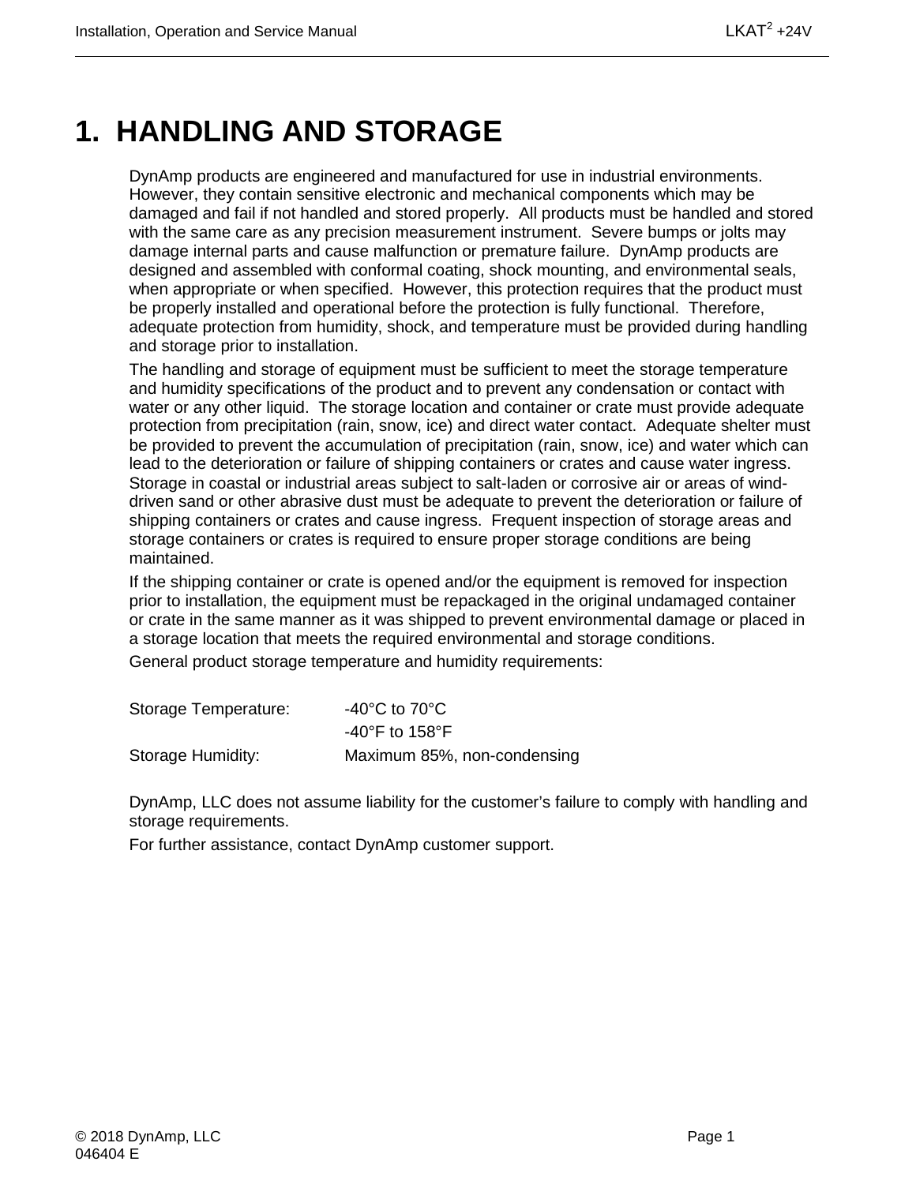# 1. HANDLING AND STORAGE

DynAmp products are engineered and manufactured for use in industrial environments. However, they contain sensitive electronic and mechanical components which may be damaged and fail if not handled and stored properly. All products must be handled and stored with the same care as any precision measurement instrument. Severe bumps or jolts may damage internal parts and cause malfunction or premature failure. DynAmp products are designed and assembled with conformal coating, shock mounting, and environmental seals, when appropriate or when specified. However, this protection requires that the product must be properly installed and operational before the protection is fully functional. Therefore, adequate protection from humidity, shock, and temperature must be provided during handling and storage prior to installation.

The handling and storage of equipment must be sufficient to meet the storage temperature and humidity specifications of the product and to prevent any condensation or contact with water or any other liquid. The storage location and container or crate must provide adequate protection from precipitation (rain, snow, ice) and direct water contact. Adequate shelter must be provided to prevent the accumulation of precipitation (rain, snow, ice) and water which can lead to the deterioration or failure of shipping containers or crates and cause water ingress. Storage in coastal or industrial areas subject to salt-laden or corrosive air or areas of wind-driven sand or other abrasive dust must be adequate to prevent the deterioration or failure of shipping containers or crates and cause ingress. Frequent inspection of storage areas and storage containers or crates is required to ensure proper storage conditions are being maintained.

If the shipping container or crate is opened and/or the equipment is removed for inspection prior to installation, the equipment must be repackaged in the original undamaged container or crate in the same manner as it was shipped to prevent environmental damage or placed in a storage location that meets the required environmental and storage conditions.

General product storage temperature and humidity requirements:

| | |
|---|---|
| Storage Temperature: | -40°C to 70°C |
| | -40°F to 158°F |
| Storage Humidity: | Maximum 85%, non-condensing |

DynAmp, LLC does not assume liability for the customer's failure to comply with handling and storage requirements.

For further assistance, contact DynAmp customer support.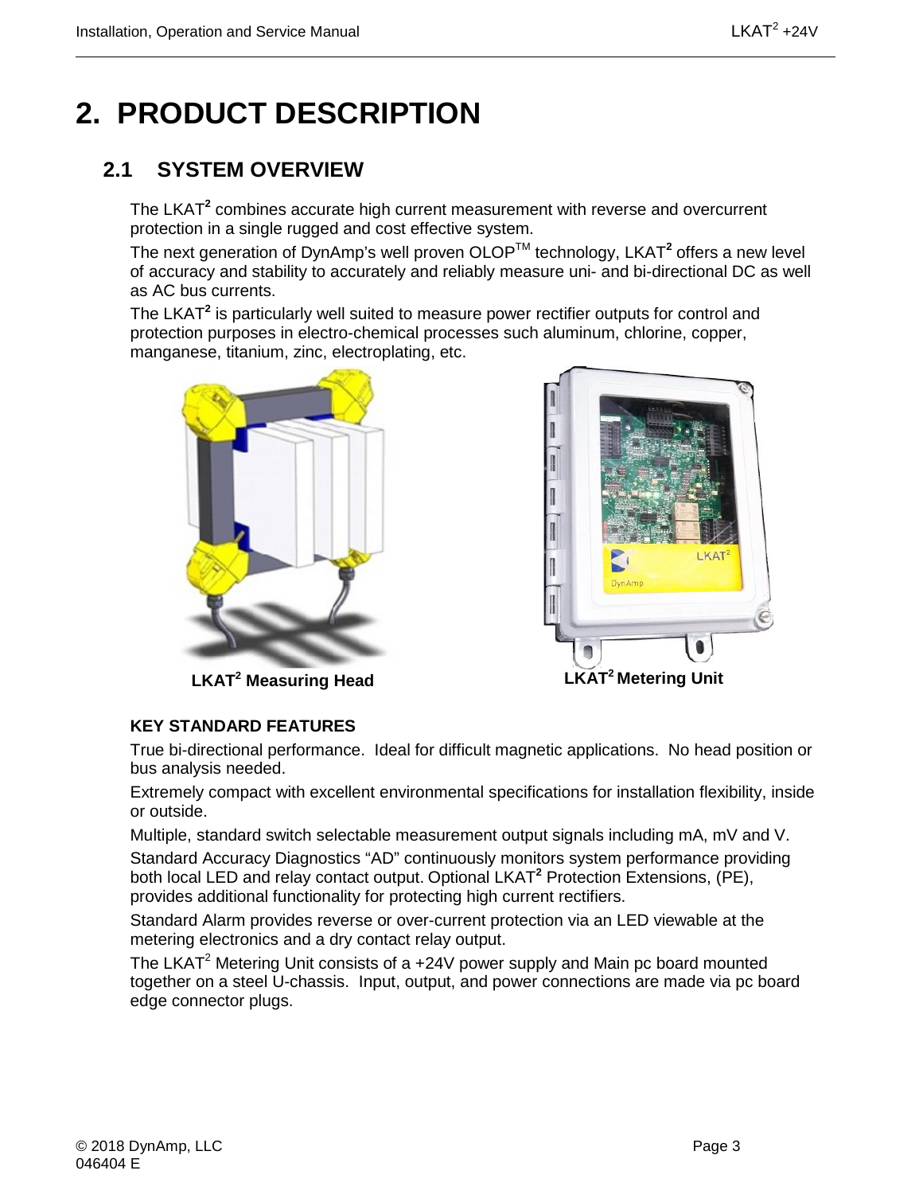# 2. PRODUCT DESCRIPTION

## 2.1 SYSTEM OVERVIEW

The LKAT² combines accurate high current measurement with reverse and overcurrent protection in a single rugged and cost effective system.

The next generation of DynAmp's well proven OLOP™ technology, LKAT² offers a new level of accuracy and stability to accurately and reliably measure uni- and bi-directional DC as well as AC bus currents.

The LKAT² is particularly well suited to measure power rectifier outputs for control and protection purposes in electro-chemical processes such aluminum, chlorine, copper, manganese, titanium, zinc, electroplating, etc.

**LKAT² Measuring Head** **LKAT² Metering Unit**

**KEY STANDARD FEATURES**

True bi-directional performance. Ideal for difficult magnetic applications. No head position or bus analysis needed.

Extremely compact with excellent environmental specifications for installation flexibility, inside or outside.

Multiple, standard switch selectable measurement output signals including mA, mV and V.

Standard Accuracy Diagnostics "AD" continuously monitors system performance providing both local LED and relay contact output. Optional LKAT² Protection Extensions, (PE), provides additional functionality for protecting high current rectifiers.

Standard Alarm provides reverse or over-current protection via an LED viewable at the metering electronics and a dry contact relay output.

The LKAT² Metering Unit consists of a +24V power supply and Main pc board mounted together on a steel U-chassis. Input, output, and power connections are made via pc board edge connector plugs.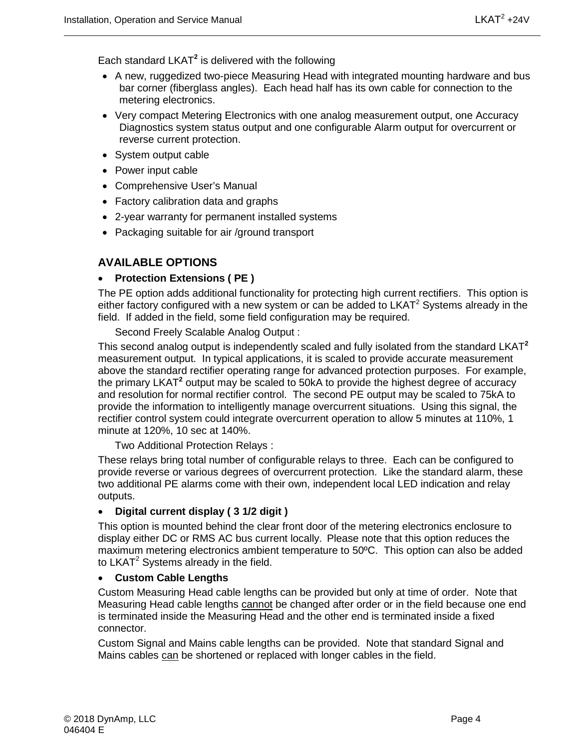Each standard LKAT$^2$ is delivered with the following

- A new, ruggedized two-piece Measuring Head with integrated mounting hardware and bus bar corner (fiberglass angles). Each head half has its own cable for connection to the metering electronics.
- Very compact Metering Electronics with one analog measurement output, one Accuracy Diagnostics system status output and one configurable Alarm output for overcurrent or reverse current protection.
- System output cable
- Power input cable
- Comprehensive User's Manual
- Factory calibration data and graphs
- 2-year warranty for permanent installed systems
- Packaging suitable for air /ground transport

## AVAILABLE OPTIONS

- **Protection Extensions ( PE )**

The PE option adds additional functionality for protecting high current rectifiers. This option is either factory configured with a new system or can be added to LKAT$^2$ Systems already in the field. If added in the field, some field configuration may be required.

Second Freely Scalable Analog Output :

This second analog output is independently scaled and fully isolated from the standard LKAT$^2$ measurement output. In typical applications, it is scaled to provide accurate measurement above the standard rectifier operating range for advanced protection purposes. For example, the primary LKAT$^2$ output may be scaled to 50kA to provide the highest degree of accuracy and resolution for normal rectifier control. The second PE output may be scaled to 75kA to provide the information to intelligently manage overcurrent situations. Using this signal, the rectifier control system could integrate overcurrent operation to allow 5 minutes at 110%, 1 minute at 120%, 10 sec at 140%.

Two Additional Protection Relays :

These relays bring total number of configurable relays to three. Each can be configured to provide reverse or various degrees of overcurrent protection. Like the standard alarm, these two additional PE alarms come with their own, independent local LED indication and relay outputs.

- **Digital current display ( 3 1/2 digit )**

This option is mounted behind the clear front door of the metering electronics enclosure to display either DC or RMS AC bus current locally. Please note that this option reduces the maximum metering electronics ambient temperature to 50ºC. This option can also be added to LKAT$^2$ Systems already in the field.

- **Custom Cable Lengths**

Custom Measuring Head cable lengths can be provided but only at time of order. Note that Measuring Head cable lengths <u>cannot</u> be changed after order or in the field because one end is terminated inside the Measuring Head and the other end is terminated inside a fixed connector.

Custom Signal and Mains cable lengths can be provided. Note that standard Signal and Mains cables <u>can</u> be shortened or replaced with longer cables in the field.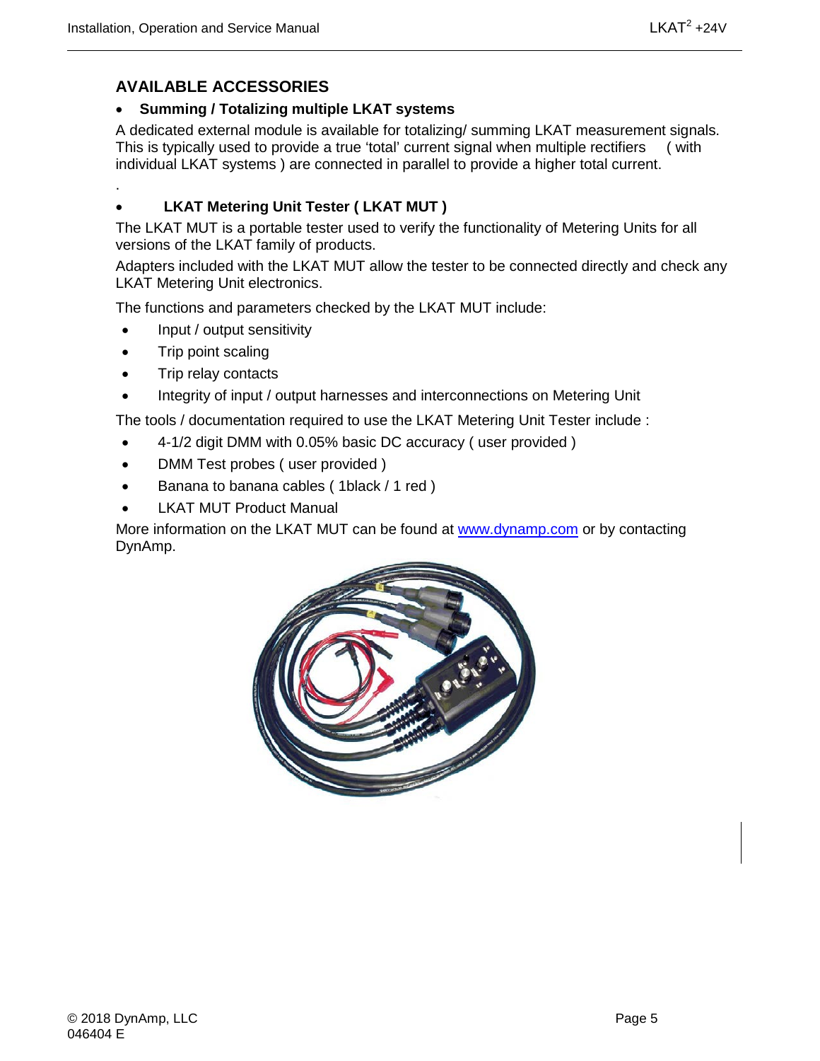## AVAILABLE ACCESSORIES

- **Summing / Totalizing multiple LKAT systems**

A dedicated external module is available for totalizing/ summing LKAT measurement signals. This is typically used to provide a true 'total' current signal when multiple rectifiers ( with individual LKAT systems ) are connected in parallel to provide a higher total current.

.

- **LKAT Metering Unit Tester ( LKAT MUT )**

The LKAT MUT is a portable tester used to verify the functionality of Metering Units for all versions of the LKAT family of products.

Adapters included with the LKAT MUT allow the tester to be connected directly and check any LKAT Metering Unit electronics.

The functions and parameters checked by the LKAT MUT include:

- Input / output sensitivity
- Trip point scaling
- Trip relay contacts
- Integrity of input / output harnesses and interconnections on Metering Unit

The tools / documentation required to use the LKAT Metering Unit Tester include :

- 4-1/2 digit DMM with 0.05% basic DC accuracy ( user provided )
- DMM Test probes ( user provided )
- Banana to banana cables ( 1black / 1 red )
- LKAT MUT Product Manual

More information on the LKAT MUT can be found at www.dynamp.com or by contacting DynAmp.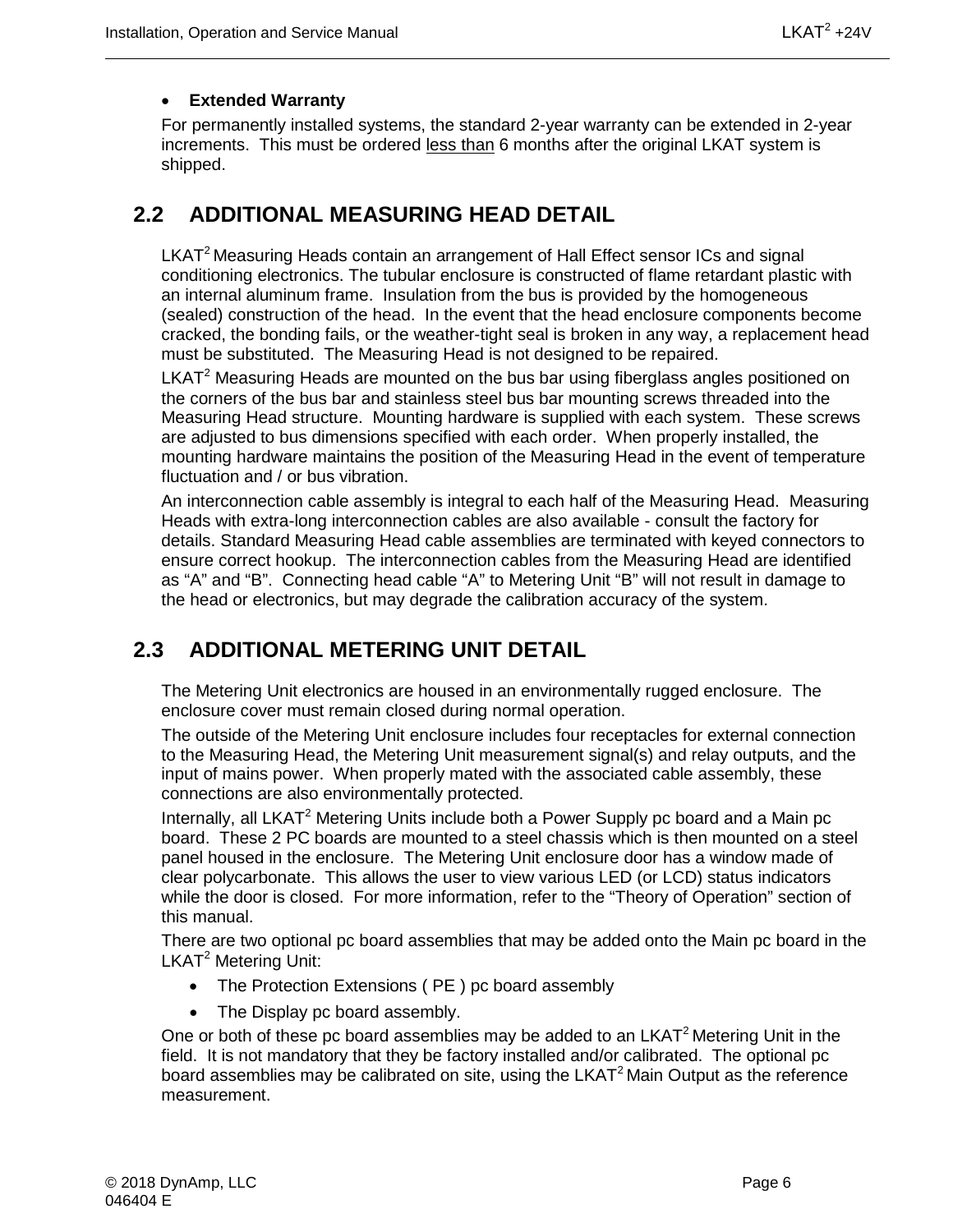- **Extended Warranty**

For permanently installed systems, the standard 2-year warranty can be extended in 2-year increments. This must be ordered less than 6 months after the original LKAT system is shipped.

## 2.2 ADDITIONAL MEASURING HEAD DETAIL

LKAT$^2$ Measuring Heads contain an arrangement of Hall Effect sensor ICs and signal conditioning electronics. The tubular enclosure is constructed of flame retardant plastic with an internal aluminum frame. Insulation from the bus is provided by the homogeneous (sealed) construction of the head. In the event that the head enclosure components become cracked, the bonding fails, or the weather-tight seal is broken in any way, a replacement head must be substituted. The Measuring Head is not designed to be repaired.

LKAT$^2$ Measuring Heads are mounted on the bus bar using fiberglass angles positioned on the corners of the bus bar and stainless steel bus bar mounting screws threaded into the Measuring Head structure. Mounting hardware is supplied with each system. These screws are adjusted to bus dimensions specified with each order. When properly installed, the mounting hardware maintains the position of the Measuring Head in the event of temperature fluctuation and / or bus vibration.

An interconnection cable assembly is integral to each half of the Measuring Head. Measuring Heads with extra-long interconnection cables are also available - consult the factory for details. Standard Measuring Head cable assemblies are terminated with keyed connectors to ensure correct hookup. The interconnection cables from the Measuring Head are identified as “A” and “B”. Connecting head cable “A” to Metering Unit “B” will not result in damage to the head or electronics, but may degrade the calibration accuracy of the system.

## 2.3 ADDITIONAL METERING UNIT DETAIL

The Metering Unit electronics are housed in an environmentally rugged enclosure. The enclosure cover must remain closed during normal operation.

The outside of the Metering Unit enclosure includes four receptacles for external connection to the Measuring Head, the Metering Unit measurement signal(s) and relay outputs, and the input of mains power. When properly mated with the associated cable assembly, these connections are also environmentally protected.

Internally, all LKAT$^2$ Metering Units include both a Power Supply pc board and a Main pc board. These 2 PC boards are mounted to a steel chassis which is then mounted on a steel panel housed in the enclosure. The Metering Unit enclosure door has a window made of clear polycarbonate. This allows the user to view various LED (or LCD) status indicators while the door is closed. For more information, refer to the “Theory of Operation” section of this manual.

There are two optional pc board assemblies that may be added onto the Main pc board in the LKAT$^2$ Metering Unit:

- The Protection Extensions ( PE ) pc board assembly
- The Display pc board assembly.

One or both of these pc board assemblies may be added to an LKAT$^2$ Metering Unit in the field. It is not mandatory that they be factory installed and/or calibrated. The optional pc board assemblies may be calibrated on site, using the LKAT$^2$ Main Output as the reference measurement.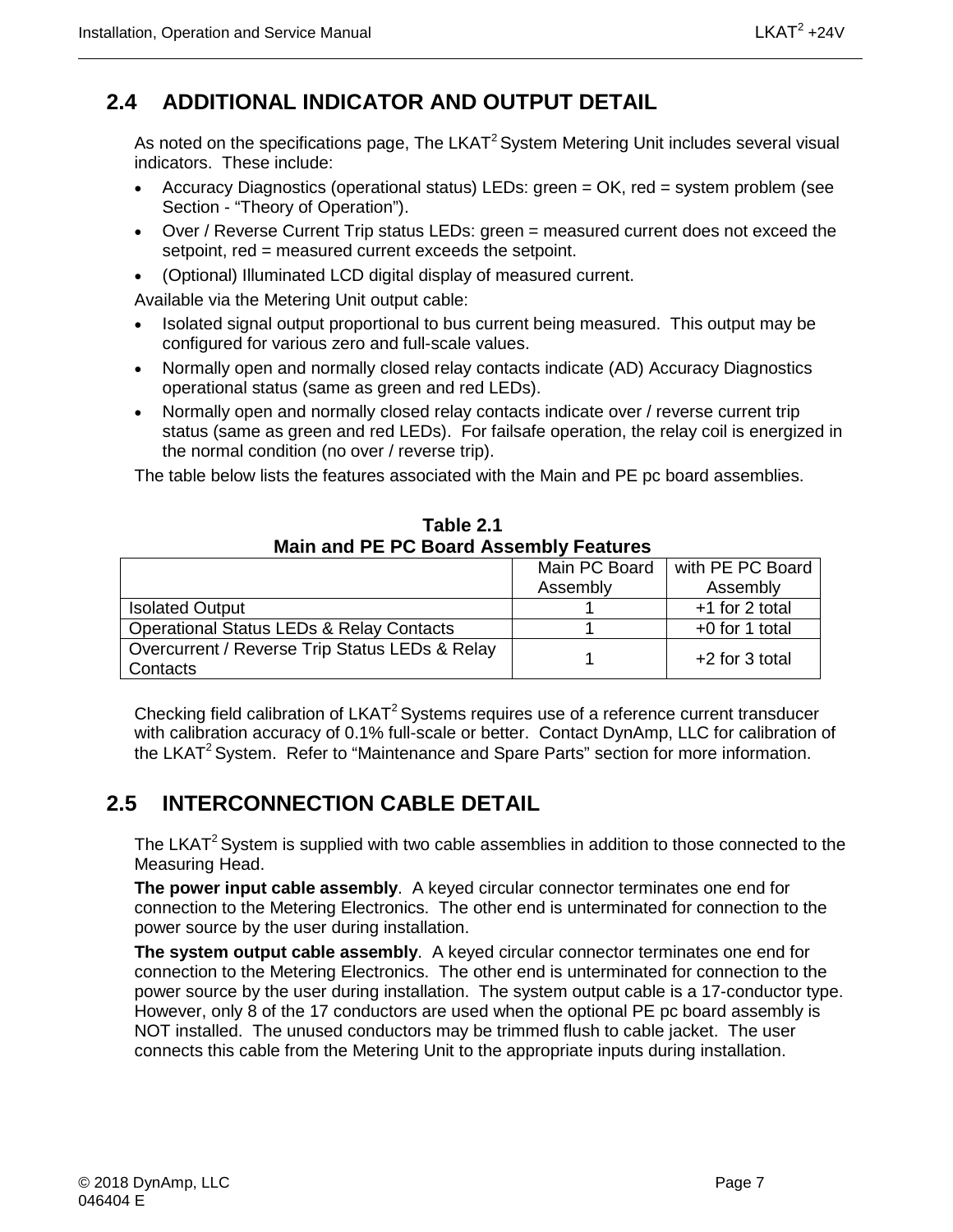## 2.4 ADDITIONAL INDICATOR AND OUTPUT DETAIL

As noted on the specifications page, The LKAT$^2$ System Metering Unit includes several visual indicators. These include:

- Accuracy Diagnostics (operational status) LEDs: green = OK, red = system problem (see Section - "Theory of Operation").
- Over / Reverse Current Trip status LEDs: green = measured current does not exceed the setpoint, red = measured current exceeds the setpoint.
- (Optional) Illuminated LCD digital display of measured current.

Available via the Metering Unit output cable:

- Isolated signal output proportional to bus current being measured. This output may be configured for various zero and full-scale values.
- Normally open and normally closed relay contacts indicate (AD) Accuracy Diagnostics operational status (same as green and red LEDs).
- Normally open and normally closed relay contacts indicate over / reverse current trip status (same as green and red LEDs). For failsafe operation, the relay coil is energized in the normal condition (no over / reverse trip).

The table below lists the features associated with the Main and PE pc board assemblies.

**Table 2.1**
**Main and PE PC Board Assembly Features**

| | Main PC Board Assembly | with PE PC Board Assembly |
|---|---|---|
| Isolated Output | 1 | +1 for 2 total |
| Operational Status LEDs & Relay Contacts | 1 | +0 for 1 total |
| Overcurrent / Reverse Trip Status LEDs & Relay Contacts | 1 | +2 for 3 total |

Checking field calibration of LKAT$^2$ Systems requires use of a reference current transducer with calibration accuracy of 0.1% full-scale or better. Contact DynAmp, LLC for calibration of the LKAT$^2$ System. Refer to "Maintenance and Spare Parts" section for more information.

## 2.5 INTERCONNECTION CABLE DETAIL

The LKAT$^2$ System is supplied with two cable assemblies in addition to those connected to the Measuring Head.

**The power input cable assembly**. A keyed circular connector terminates one end for connection to the Metering Electronics. The other end is unterminated for connection to the power source by the user during installation.

**The system output cable assembly**. A keyed circular connector terminates one end for connection to the Metering Electronics. The other end is unterminated for connection to the power source by the user during installation. The system output cable is a 17-conductor type. However, only 8 of the 17 conductors are used when the optional PE pc board assembly is NOT installed. The unused conductors may be trimmed flush to cable jacket. The user connects this cable from the Metering Unit to the appropriate inputs during installation.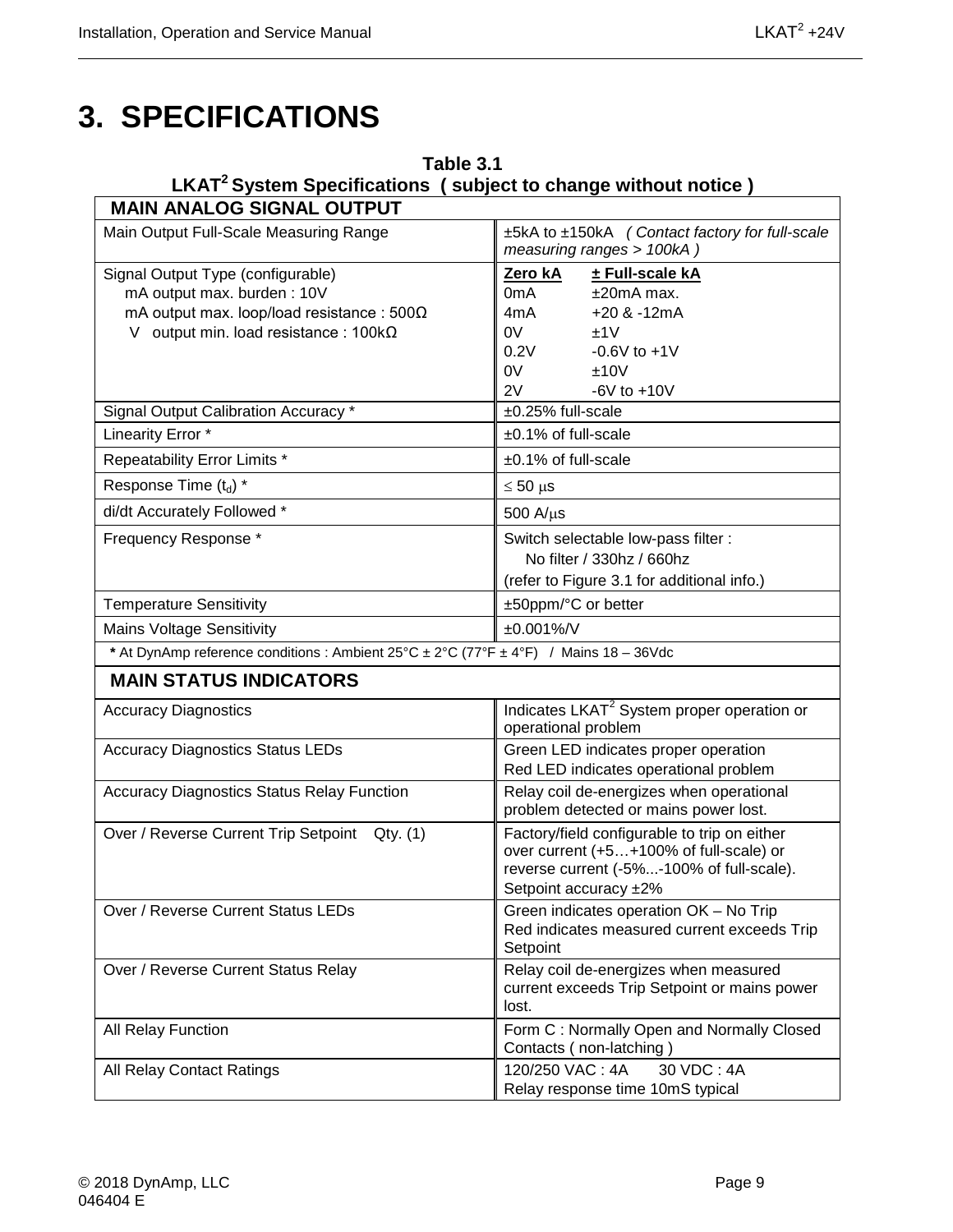# 3. SPECIFICATIONS

**Table 3.1**
**LKAT[2] System Specifications ( subject to change without notice )**

| MAIN ANALOG SIGNAL OUTPUT | |
|---|---|
| Main Output Full-Scale Measuring Range | ±5kA to ±150kA *( Contact factory for full-scale measuring ranges > 100kA )* |
| Signal Output Type (configurable)<br>mA output max. burden : 10V<br>mA output max. loop/load resistance : 500Ω<br>V output min. load resistance : 100kΩ | **Zero kA** / **± Full-scale kA**<br>0mA / ±20mA max.<br>4mA / +20 & -12mA<br>0V / ±1V<br>0.2V / -0.6V to +1V<br>0V / ±10V<br>2V / -6V to +10V |
| Signal Output Calibration Accuracy * | ±0.25% full-scale |
| Linearity Error * | ±0.1% of full-scale |
| Repeatability Error Limits * | ±0.1% of full-scale |
| Response Time ($t_d$) * | ≤ 50 μs |
| di/dt Accurately Followed * | 500 A/μs |
| Frequency Response * | Switch selectable low-pass filter :<br>No filter / 330hz / 660hz<br>(refer to Figure 3.1 for additional info.) |
| Temperature Sensitivity | ±50ppm/°C or better |
| Mains Voltage Sensitivity | ±0.001%/V |
| **\*** At DynAmp reference conditions : Ambient 25°C ± 2°C (77°F ± 4°F) / Mains 18 – 36Vdc | |
| **MAIN STATUS INDICATORS** | |
| Accuracy Diagnostics | Indicates LKAT[2] System proper operation or operational problem |
| Accuracy Diagnostics Status LEDs | Green LED indicates proper operation<br>Red LED indicates operational problem |
| Accuracy Diagnostics Status Relay Function | Relay coil de-energizes when operational problem detected or mains power lost. |
| Over / Reverse Current Trip Setpoint Qty. (1) | Factory/field configurable to trip on either over current (+5…+100% of full-scale) or reverse current (-5%...-100% of full-scale).<br>Setpoint accuracy ±2% |
| Over / Reverse Current Status LEDs | Green indicates operation OK – No Trip<br>Red indicates measured current exceeds Trip Setpoint |
| Over / Reverse Current Status Relay | Relay coil de-energizes when measured current exceeds Trip Setpoint or mains power lost. |
| All Relay Function | Form C : Normally Open and Normally Closed Contacts ( non-latching ) |
| All Relay Contact Ratings | 120/250 VAC : 4A 30 VDC : 4A<br>Relay response time 10mS typical |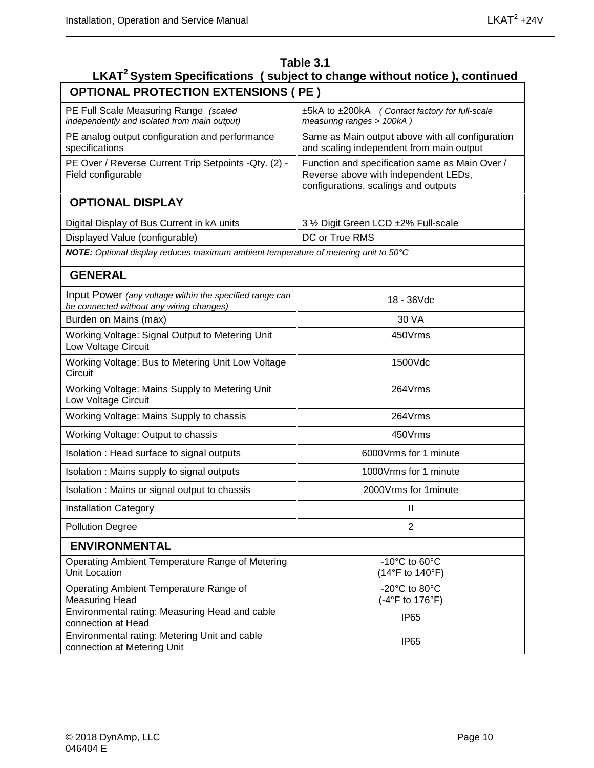**Table 3.1**
**LKAT² System Specifications ( subject to change without notice ), continued**

| **OPTIONAL PROTECTION EXTENSIONS ( PE )** | |
|---|---|
| PE Full Scale Measuring Range *(scaled independently and isolated from main output)* | ±5kA to ±200kA *( Contact factory for full-scale measuring ranges > 100kA )* |
| PE analog output configuration and performance specifications | Same as Main output above with all configuration and scaling independent from main output |
| PE Over / Reverse Current Trip Setpoints -Qty. (2) - Field configurable | Function and specification same as Main Over / Reverse above with independent LEDs, configurations, scalings and outputs |
| **OPTIONAL DISPLAY** | |
| Digital Display of Bus Current in kA units | 3 ½ Digit Green LCD ±2% Full-scale |
| Displayed Value (configurable) | DC or True RMS |
| ***NOTE:*** *Optional display reduces maximum ambient temperature of metering unit to 50°C* | |
| **GENERAL** | |
| Input Power *(any voltage within the specified range can be connected without any wiring changes)* | 18 - 36Vdc |
| Burden on Mains (max) | 30 VA |
| Working Voltage: Signal Output to Metering Unit Low Voltage Circuit | 450Vrms |
| Working Voltage: Bus to Metering Unit Low Voltage Circuit | 1500Vdc |
| Working Voltage: Mains Supply to Metering Unit Low Voltage Circuit | 264Vrms |
| Working Voltage: Mains Supply to chassis | 264Vrms |
| Working Voltage: Output to chassis | 450Vrms |
| Isolation : Head surface to signal outputs | 6000Vrms for 1 minute |
| Isolation : Mains supply to signal outputs | 1000Vrms for 1 minute |
| Isolation : Mains or signal output to chassis | 2000Vrms for 1minute |
| Installation Category | II |
| Pollution Degree | 2 |
| **ENVIRONMENTAL** | |
| Operating Ambient Temperature Range of Metering Unit Location | -10°C to 60°C (14°F to 140°F) |
| Operating Ambient Temperature Range of Measuring Head | -20°C to 80°C (-4°F to 176°F) |
| Environmental rating: Measuring Head and cable connection at Head | IP65 |
| Environmental rating: Metering Unit and cable connection at Metering Unit | IP65 |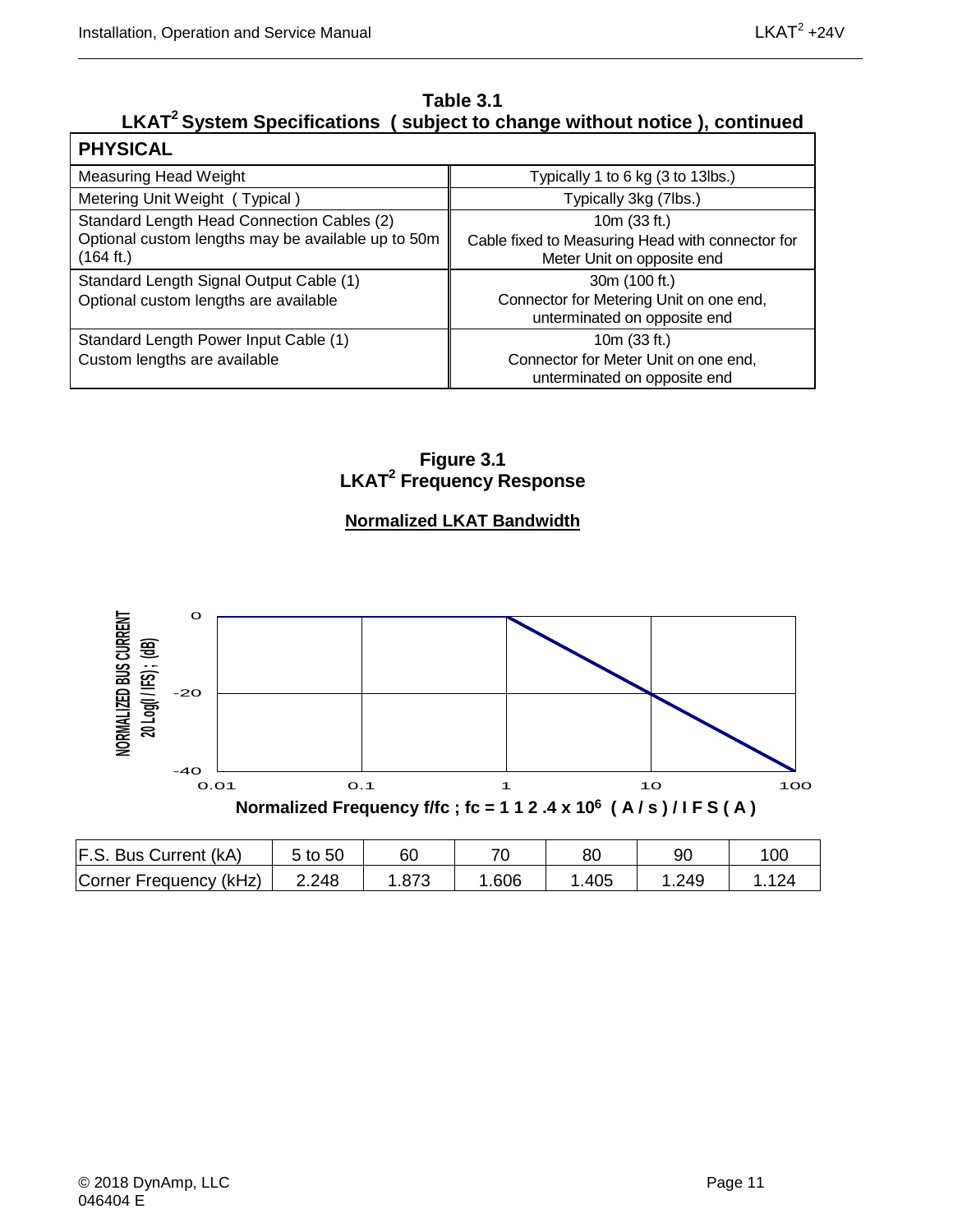**Table 3.1**
**LKAT² System Specifications ( subject to change without notice ), continued**

| PHYSICAL | |
|---|---|
| Measuring Head Weight | Typically 1 to 6 kg (3 to 13lbs.) |
| Metering Unit Weight ( Typical ) | Typically 3kg (7lbs.) |
| Standard Length Head Connection Cables (2) Optional custom lengths may be available up to 50m (164 ft.) | 10m (33 ft.) Cable fixed to Measuring Head with connector for Meter Unit on opposite end |
| Standard Length Signal Output Cable (1) Optional custom lengths are available | 30m (100 ft.) Connector for Metering Unit on one end, unterminated on opposite end |
| Standard Length Power Input Cable (1) Custom lengths are available | 10m (33 ft.) Connector for Meter Unit on one end, unterminated on opposite end |

**Figure 3.1**
**LKAT² Frequency Response**

**Normalized LKAT Bandwidth**

NORMALIZED BUS CURRENT 20 Log(I / IFS) ; (dB)

Normalized Frequency f/fc ; fc = 1 1 2 .4 x $10^6$ ( A / s ) / I F S ( A )

| F.S. Bus Current (kA) | 5 to 50 | 60 | 70 | 80 | 90 | 100 |
|---|---|---|---|---|---|---|
| Corner Frequency (kHz) | 2.248 | 1.873 | 1.606 | 1.405 | 1.249 | 1.124 |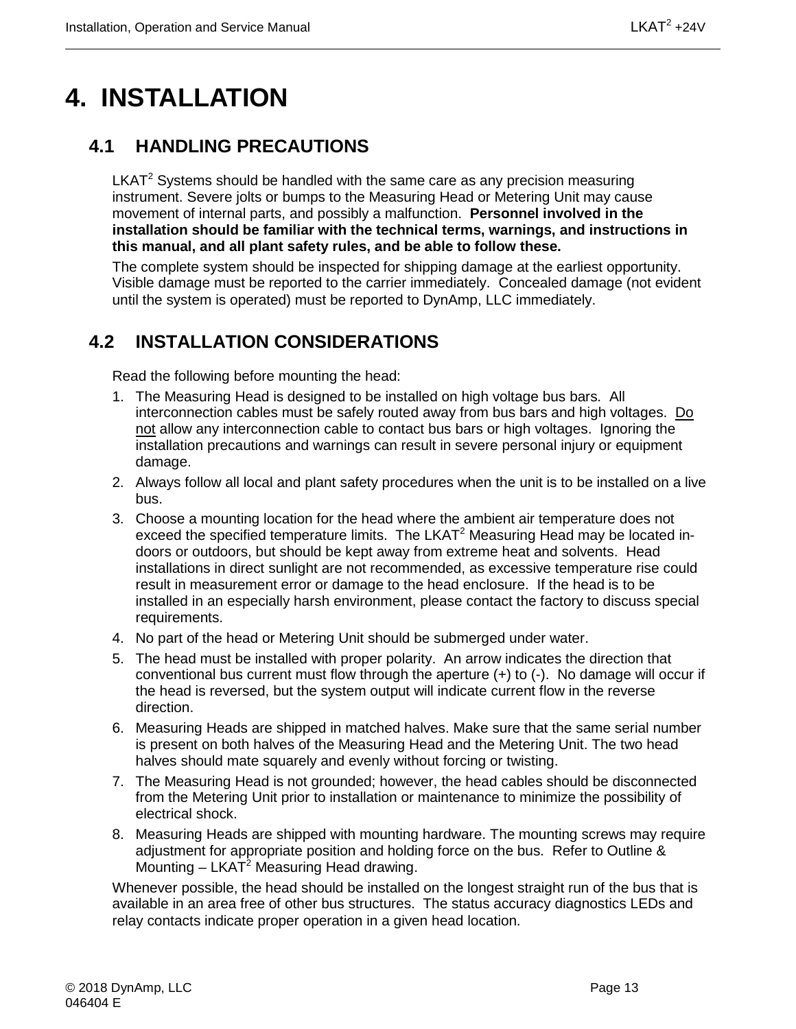# 4. INSTALLATION

## 4.1 HANDLING PRECAUTIONS

LKAT$^2$ Systems should be handled with the same care as any precision measuring instrument. Severe jolts or bumps to the Measuring Head or Metering Unit may cause movement of internal parts, and possibly a malfunction. **Personnel involved in the installation should be familiar with the technical terms, warnings, and instructions in this manual, and all plant safety rules, and be able to follow these.**

The complete system should be inspected for shipping damage at the earliest opportunity. Visible damage must be reported to the carrier immediately. Concealed damage (not evident until the system is operated) must be reported to DynAmp, LLC immediately.

## 4.2 INSTALLATION CONSIDERATIONS

Read the following before mounting the head:

1. The Measuring Head is designed to be installed on high voltage bus bars. All interconnection cables must be safely routed away from bus bars and high voltages. <u>Do not</u> allow any interconnection cable to contact bus bars or high voltages. Ignoring the installation precautions and warnings can result in severe personal injury or equipment damage.
2. Always follow all local and plant safety procedures when the unit is to be installed on a live bus.
3. Choose a mounting location for the head where the ambient air temperature does not exceed the specified temperature limits. The LKAT$^2$ Measuring Head may be located in-doors or outdoors, but should be kept away from extreme heat and solvents. Head installations in direct sunlight are not recommended, as excessive temperature rise could result in measurement error or damage to the head enclosure. If the head is to be installed in an especially harsh environment, please contact the factory to discuss special requirements.
4. No part of the head or Metering Unit should be submerged under water.
5. The head must be installed with proper polarity. An arrow indicates the direction that conventional bus current must flow through the aperture (+) to (-). No damage will occur if the head is reversed, but the system output will indicate current flow in the reverse direction.
6. Measuring Heads are shipped in matched halves. Make sure that the same serial number is present on both halves of the Measuring Head and the Metering Unit. The two head halves should mate squarely and evenly without forcing or twisting.
7. The Measuring Head is not grounded; however, the head cables should be disconnected from the Metering Unit prior to installation or maintenance to minimize the possibility of electrical shock.
8. Measuring Heads are shipped with mounting hardware. The mounting screws may require adjustment for appropriate position and holding force on the bus. Refer to Outline & Mounting – LKAT$^2$ Measuring Head drawing.

Whenever possible, the head should be installed on the longest straight run of the bus that is available in an area free of other bus structures. The status accuracy diagnostics LEDs and relay contacts indicate proper operation in a given head location.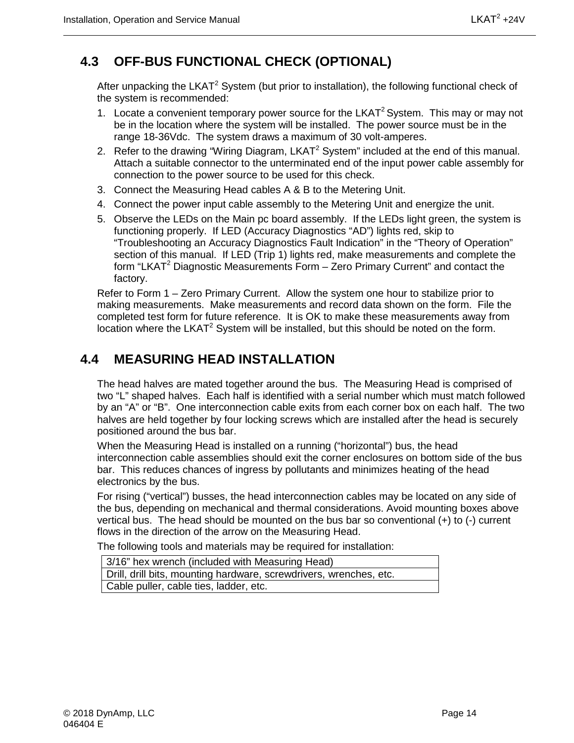## 4.3 OFF-BUS FUNCTIONAL CHECK (OPTIONAL)

After unpacking the LKAT$^2$ System (but prior to installation), the following functional check of the system is recommended:

1. Locate a convenient temporary power source for the LKAT$^2$ System. This may or may not be in the location where the system will be installed. The power source must be in the range 18-36Vdc. The system draws a maximum of 30 volt-amperes.
2. Refer to the drawing “Wiring Diagram, LKAT$^2$ System” included at the end of this manual. Attach a suitable connector to the unterminated end of the input power cable assembly for connection to the power source to be used for this check.
3. Connect the Measuring Head cables A & B to the Metering Unit.
4. Connect the power input cable assembly to the Metering Unit and energize the unit.
5. Observe the LEDs on the Main pc board assembly. If the LEDs light green, the system is functioning properly. If LED (Accuracy Diagnostics “AD”) lights red, skip to “Troubleshooting an Accuracy Diagnostics Fault Indication” in the “Theory of Operation” section of this manual. If LED (Trip 1) lights red, make measurements and complete the form “LKAT$^2$ Diagnostic Measurements Form – Zero Primary Current” and contact the factory.

Refer to Form 1 – Zero Primary Current. Allow the system one hour to stabilize prior to making measurements. Make measurements and record data shown on the form. File the completed test form for future reference. It is OK to make these measurements away from location where the LKAT$^2$ System will be installed, but this should be noted on the form.

## 4.4 MEASURING HEAD INSTALLATION

The head halves are mated together around the bus. The Measuring Head is comprised of two “L” shaped halves. Each half is identified with a serial number which must match followed by an “A” or “B”. One interconnection cable exits from each corner box on each half. The two halves are held together by four locking screws which are installed after the head is securely positioned around the bus bar.

When the Measuring Head is installed on a running (“horizontal”) bus, the head interconnection cable assemblies should exit the corner enclosures on bottom side of the bus bar. This reduces chances of ingress by pollutants and minimizes heating of the head electronics by the bus.

For rising (“vertical”) busses, the head interconnection cables may be located on any side of the bus, depending on mechanical and thermal considerations. Avoid mounting boxes above vertical bus. The head should be mounted on the bus bar so conventional (+) to (-) current flows in the direction of the arrow on the Measuring Head.

The following tools and materials may be required for installation:

| 3/16” hex wrench (included with Measuring Head) |
|---|
| Drill, drill bits, mounting hardware, screwdrivers, wrenches, etc. |
| Cable puller, cable ties, ladder, etc. |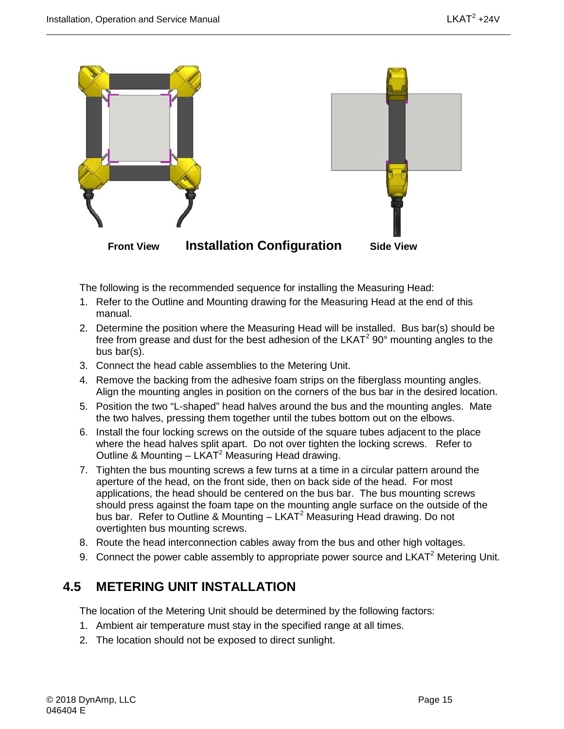Front View **Installation Configuration** Side View

The following is the recommended sequence for installing the Measuring Head:

1. Refer to the Outline and Mounting drawing for the Measuring Head at the end of this manual.
2. Determine the position where the Measuring Head will be installed. Bus bar(s) should be free from grease and dust for the best adhesion of the LKAT$^2$ 90° mounting angles to the bus bar(s).
3. Connect the head cable assemblies to the Metering Unit.
4. Remove the backing from the adhesive foam strips on the fiberglass mounting angles. Align the mounting angles in position on the corners of the bus bar in the desired location.
5. Position the two "L-shaped" head halves around the bus and the mounting angles. Mate the two halves, pressing them together until the tubes bottom out on the elbows.
6. Install the four locking screws on the outside of the square tubes adjacent to the place where the head halves split apart. Do not over tighten the locking screws. Refer to Outline & Mounting – LKAT$^2$ Measuring Head drawing.
7. Tighten the bus mounting screws a few turns at a time in a circular pattern around the aperture of the head, on the front side, then on back side of the head. For most applications, the head should be centered on the bus bar. The bus mounting screws should press against the foam tape on the mounting angle surface on the outside of the bus bar. Refer to Outline & Mounting – LKAT$^2$ Measuring Head drawing. Do not overtighten bus mounting screws.
8. Route the head interconnection cables away from the bus and other high voltages.
9. Connect the power cable assembly to appropriate power source and LKAT$^2$ Metering Unit.

## 4.5 METERING UNIT INSTALLATION

The location of the Metering Unit should be determined by the following factors:

1. Ambient air temperature must stay in the specified range at all times.
2. The location should not be exposed to direct sunlight.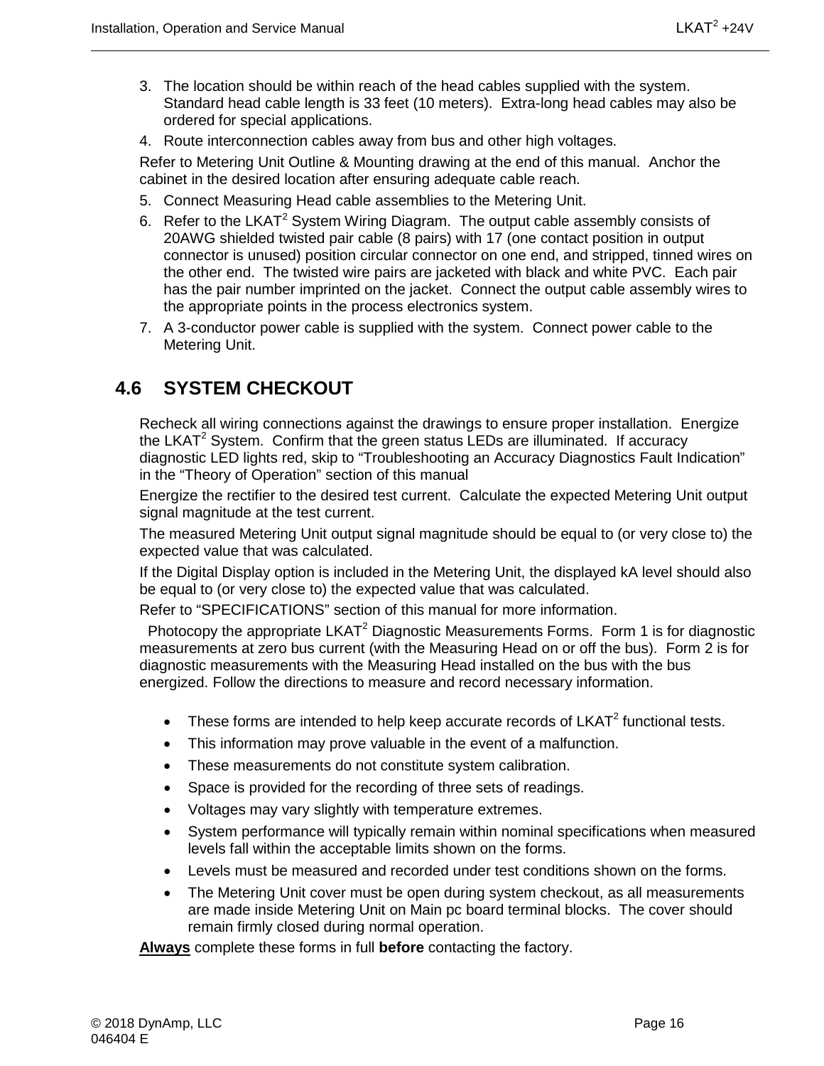3. The location should be within reach of the head cables supplied with the system. Standard head cable length is 33 feet (10 meters). Extra-long head cables may also be ordered for special applications.
4. Route interconnection cables away from bus and other high voltages.

Refer to Metering Unit Outline & Mounting drawing at the end of this manual. Anchor the cabinet in the desired location after ensuring adequate cable reach.

5. Connect Measuring Head cable assemblies to the Metering Unit.
6. Refer to the LKAT$^2$ System Wiring Diagram. The output cable assembly consists of 20AWG shielded twisted pair cable (8 pairs) with 17 (one contact position in output connector is unused) position circular connector on one end, and stripped, tinned wires on the other end. The twisted wire pairs are jacketed with black and white PVC. Each pair has the pair number imprinted on the jacket. Connect the output cable assembly wires to the appropriate points in the process electronics system.
7. A 3-conductor power cable is supplied with the system. Connect power cable to the Metering Unit.

## 4.6 SYSTEM CHECKOUT

Recheck all wiring connections against the drawings to ensure proper installation. Energize the LKAT$^2$ System. Confirm that the green status LEDs are illuminated. If accuracy diagnostic LED lights red, skip to “Troubleshooting an Accuracy Diagnostics Fault Indication” in the “Theory of Operation” section of this manual

Energize the rectifier to the desired test current. Calculate the expected Metering Unit output signal magnitude at the test current.

The measured Metering Unit output signal magnitude should be equal to (or very close to) the expected value that was calculated.

If the Digital Display option is included in the Metering Unit, the displayed kA level should also be equal to (or very close to) the expected value that was calculated.

Refer to “SPECIFICATIONS” section of this manual for more information.

Photocopy the appropriate LKAT$^2$ Diagnostic Measurements Forms. Form 1 is for diagnostic measurements at zero bus current (with the Measuring Head on or off the bus). Form 2 is for diagnostic measurements with the Measuring Head installed on the bus with the bus energized. Follow the directions to measure and record necessary information.

- These forms are intended to help keep accurate records of LKAT$^2$ functional tests.
- This information may prove valuable in the event of a malfunction.
- These measurements do not constitute system calibration.
- Space is provided for the recording of three sets of readings.
- Voltages may vary slightly with temperature extremes.
- System performance will typically remain within nominal specifications when measured levels fall within the acceptable limits shown on the forms.
- Levels must be measured and recorded under test conditions shown on the forms.
- The Metering Unit cover must be open during system checkout, as all measurements are made inside Metering Unit on Main pc board terminal blocks. The cover should remain firmly closed during normal operation.

**Always** complete these forms in full **before** contacting the factory.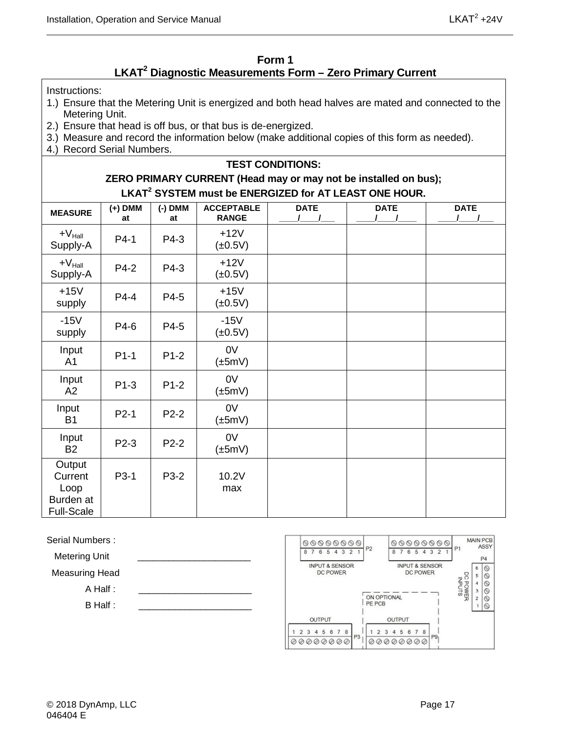# Form 1
## LKAT$^2$ Diagnostic Measurements Form – Zero Primary Current

Instructions:

1.) Ensure that the Metering Unit is energized and both head halves are mated and connected to the Metering Unit.
2.) Ensure that head is off bus, or that bus is de-energized.
3.) Measure and record the information below (make additional copies of this form as needed).
4.) Record Serial Numbers.

**TEST CONDITIONS:**
**ZERO PRIMARY CURRENT (Head may or may not be installed on bus);**
**LKAT$^2$ SYSTEM must be ENERGIZED for AT LEAST ONE HOUR.**

| MEASURE | (+) DMM at | (-) DMM at | ACCEPTABLE RANGE | DATE ____/____/___ | DATE ____/____/____ | DATE ____/____/___ |
|---|---|---|---|---|---|---|
| $+V_{Hall}$ Supply-A | P4-1 | P4-3 | +12V (±0.5V) | | | |
| $+V_{Hall}$ Supply-A | P4-2 | P4-3 | +12V (±0.5V) | | | |
| +15V supply | P4-4 | P4-5 | +15V (±0.5V) | | | |
| -15V supply | P4-6 | P4-5 | -15V (±0.5V) | | | |
| Input A1 | P1-1 | P1-2 | 0V (±5mV) | | | |
| Input A2 | P1-3 | P1-2 | 0V (±5mV) | | | |
| Input B1 | P2-1 | P2-2 | 0V (±5mV) | | | |
| Input B2 | P2-3 | P2-2 | 0V (±5mV) | | | |
| Output Current Loop Burden at Full-Scale | P3-1 | P3-2 | 10.2V max | | | |

Serial Numbers :

Metering Unit ______________________

Measuring Head

A Half : ______________________

B Half : ______________________

MAIN PCB ASSY

P2: 8 7 6 5 4 3 2 1 — INPUT & SENSOR DC POWER

P1: 8 7 6 5 4 3 2 1 — INPUT & SENSOR DC POWER

P4: 6 5 4 3 2 1 — DC POWER INPUTS

ON OPTIONAL PE PCB

P3: OUTPUT 1 2 3 4 5 6 7 8

P9: OUTPUT 1 2 3 4 5 6 7 8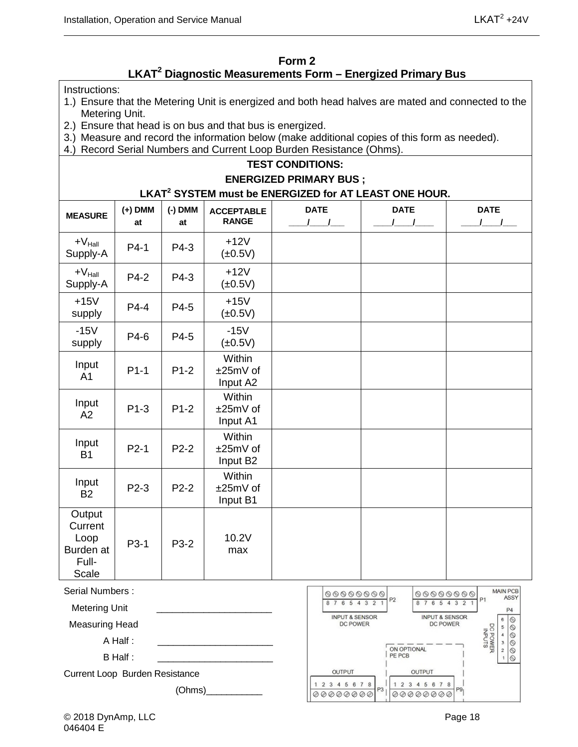## Form 2
## LKAT[2] Diagnostic Measurements Form – Energized Primary Bus

Instructions:

1.) Ensure that the Metering Unit is energized and both head halves are mated and connected to the Metering Unit.
2.) Ensure that head is on bus and that bus is energized.
3.) Measure and record the information below (make additional copies of this form as needed).
4.) Record Serial Numbers and Current Loop Burden Resistance (Ohms).

**TEST CONDITIONS:**

**ENERGIZED PRIMARY BUS ;**

**LKAT[2] SYSTEM must be ENERGIZED for AT LEAST ONE HOUR.**

| MEASURE | (+) DMM at | (-) DMM at | ACCEPTABLE RANGE | DATE ____/____/___ | DATE ____/____/____ | DATE ____/____/___ |
|---|---|---|---|---|---|---|
| $+V_{Hall}$ Supply-A | P4-1 | P4-3 | +12V (±0.5V) | | | |
| $+V_{Hall}$ Supply-A | P4-2 | P4-3 | +12V (±0.5V) | | | |
| +15V supply | P4-4 | P4-5 | +15V (±0.5V) | | | |
| -15V supply | P4-6 | P4-5 | -15V (±0.5V) | | | |
| Input A1 | P1-1 | P1-2 | Within ±25mV of Input A2 | | | |
| Input A2 | P1-3 | P1-2 | Within ±25mV of Input A1 | | | |
| Input B1 | P2-1 | P2-2 | Within ±25mV of Input B2 | | | |
| Input B2 | P2-3 | P2-2 | Within ±25mV of Input B1 | | | |
| Output Current Loop Burden at Full-Scale | P3-1 | P3-2 | 10.2V max | | | |

Serial Numbers :

Metering Unit ______________________

Measuring Head

A Half : ______________________

B Half : ______________________

Current Loop Burden Resistance

(Ohms)___________

MAIN PCB ASSY

P2: 8 7 6 5 4 3 2 1 — INPUT & SENSOR DC POWER

P1: 8 7 6 5 4 3 2 1 — INPUT & SENSOR DC POWER

P4: 6 5 4 3 2 1 — DC POWER INPUTS

ON OPTIONAL PE PCB

P3: OUTPUT 1 2 3 4 5 6 7 8

P9: OUTPUT 1 2 3 4 5 6 7 8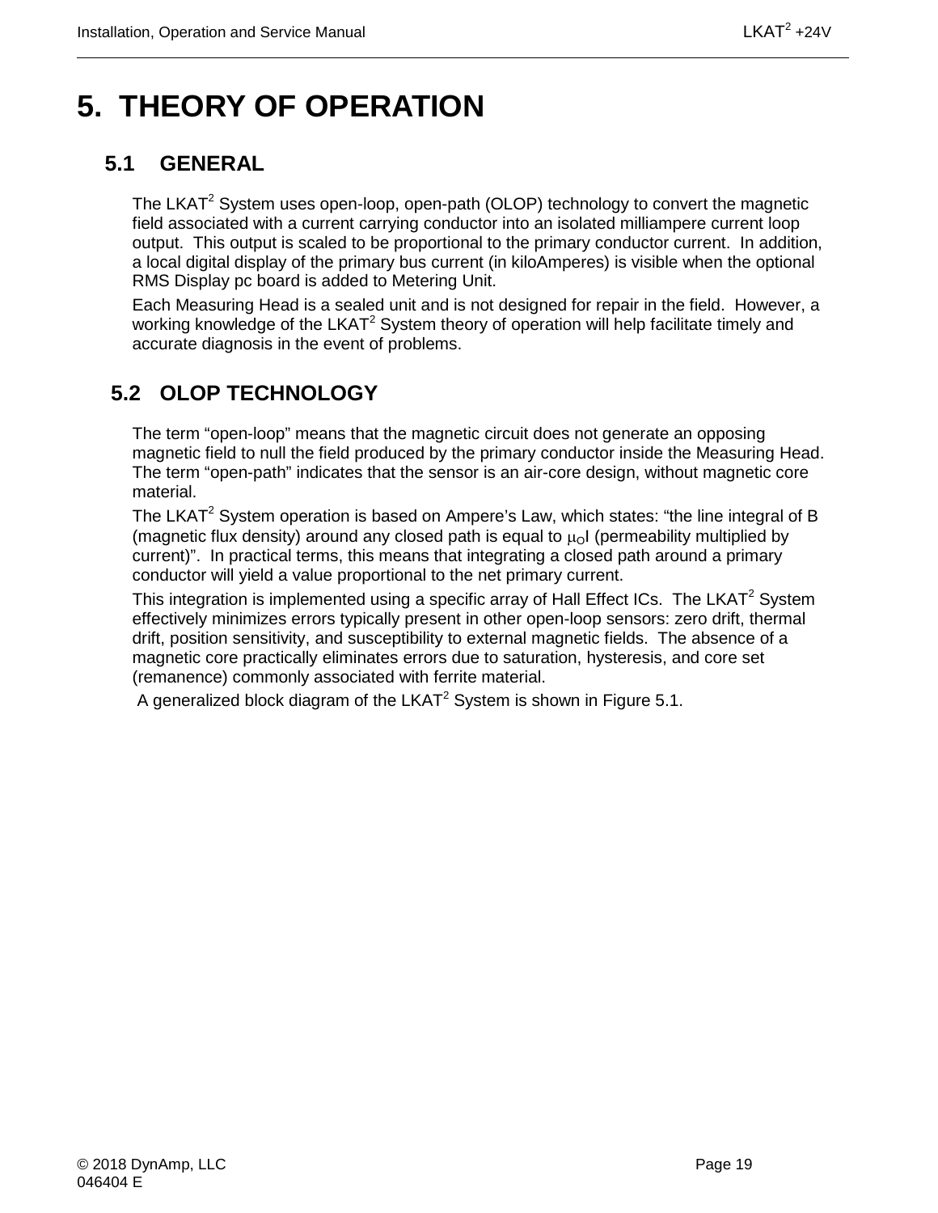# 5. THEORY OF OPERATION

## 5.1 GENERAL

The LKAT$^2$ System uses open-loop, open-path (OLOP) technology to convert the magnetic field associated with a current carrying conductor into an isolated milliampere current loop output. This output is scaled to be proportional to the primary conductor current. In addition, a local digital display of the primary bus current (in kiloAmperes) is visible when the optional RMS Display pc board is added to Metering Unit.

Each Measuring Head is a sealed unit and is not designed for repair in the field. However, a working knowledge of the LKAT$^2$ System theory of operation will help facilitate timely and accurate diagnosis in the event of problems.

## 5.2 OLOP TECHNOLOGY

The term "open-loop" means that the magnetic circuit does not generate an opposing magnetic field to null the field produced by the primary conductor inside the Measuring Head. The term "open-path" indicates that the sensor is an air-core design, without magnetic core material.

The LKAT$^2$ System operation is based on Ampere's Law, which states: "the line integral of B (magnetic flux density) around any closed path is equal to $\mu_O I$ (permeability multiplied by current)". In practical terms, this means that integrating a closed path around a primary conductor will yield a value proportional to the net primary current.

This integration is implemented using a specific array of Hall Effect ICs. The LKAT$^2$ System effectively minimizes errors typically present in other open-loop sensors: zero drift, thermal drift, position sensitivity, and susceptibility to external magnetic fields. The absence of a magnetic core practically eliminates errors due to saturation, hysteresis, and core set (remanence) commonly associated with ferrite material.

A generalized block diagram of the LKAT$^2$ System is shown in Figure 5.1.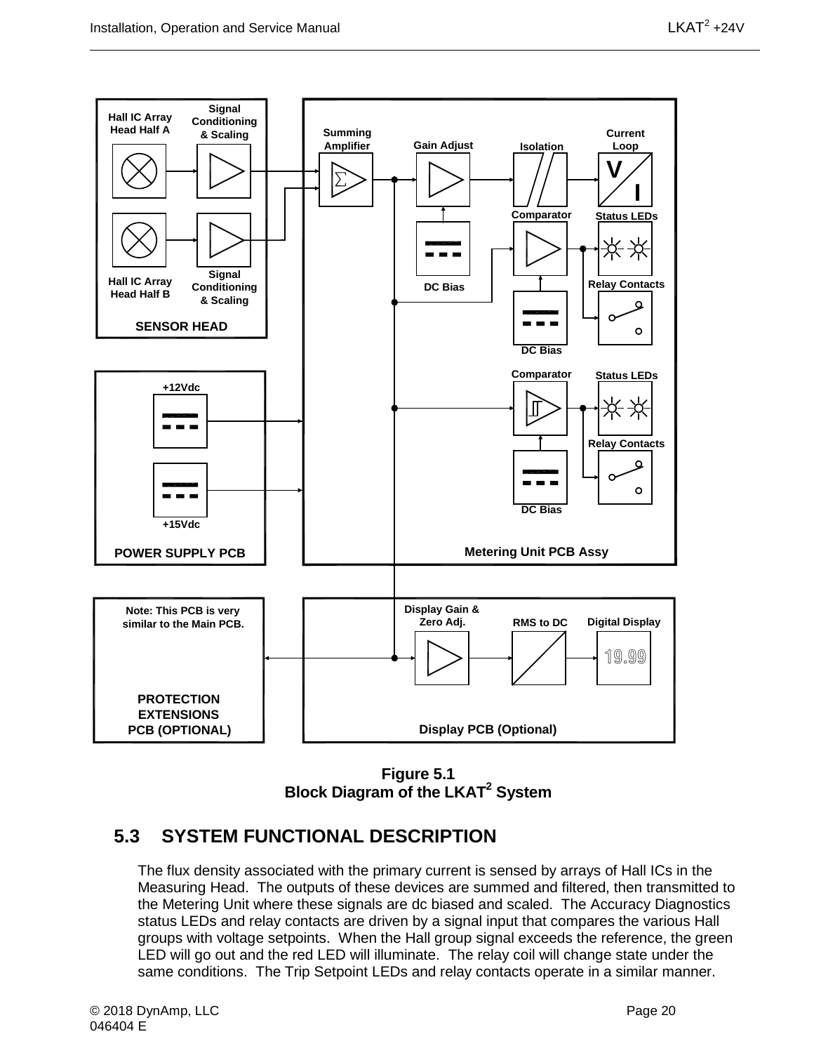Hall IC Array Head Half A

Signal Conditioning & Scaling

Hall IC Array Head Half B

Signal Conditioning & Scaling

SENSOR HEAD

Summing Amplifier

Gain Adjust

DC Bias

Isolation

Current Loop

Comparator

Status LEDs

Relay Contacts

DC Bias

Comparator

Status LEDs

Relay Contacts

DC Bias

Metering Unit PCB Assy

+12Vdc

+15Vdc

POWER SUPPLY PCB

Note: This PCB is very similar to the Main PCB.

PROTECTION EXTENSIONS PCB (OPTIONAL)

Display Gain & Zero Adj.

RMS to DC

Digital Display

19.99

Display PCB (Optional)

**Figure 5.1**
**Block Diagram of the LKAT[2] System**

## 5.3 SYSTEM FUNCTIONAL DESCRIPTION

The flux density associated with the primary current is sensed by arrays of Hall ICs in the Measuring Head. The outputs of these devices are summed and filtered, then transmitted to the Metering Unit where these signals are dc biased and scaled. The Accuracy Diagnostics status LEDs and relay contacts are driven by a signal input that compares the various Hall groups with voltage setpoints. When the Hall group signal exceeds the reference, the green LED will go out and the red LED will illuminate. The relay coil will change state under the same conditions. The Trip Setpoint LEDs and relay contacts operate in a similar manner.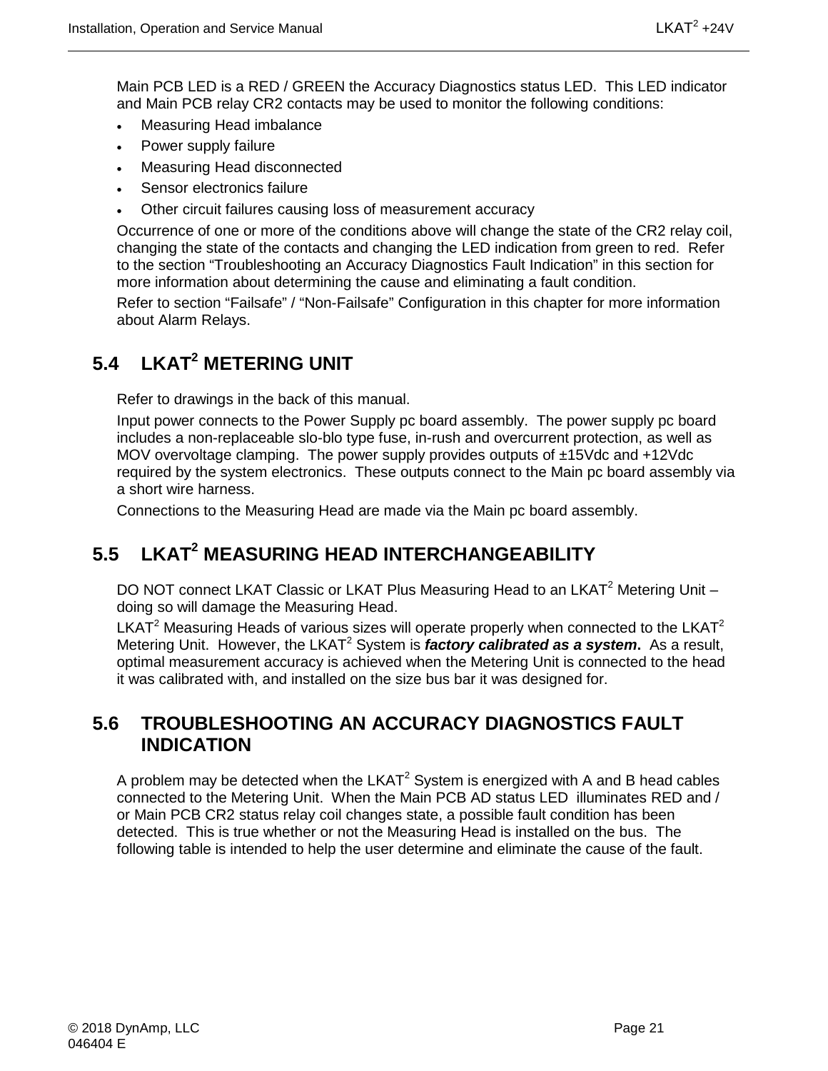Main PCB LED is a RED / GREEN the Accuracy Diagnostics status LED. This LED indicator and Main PCB relay CR2 contacts may be used to monitor the following conditions:

- Measuring Head imbalance
- Power supply failure
- Measuring Head disconnected
- Sensor electronics failure
- Other circuit failures causing loss of measurement accuracy

Occurrence of one or more of the conditions above will change the state of the CR2 relay coil, changing the state of the contacts and changing the LED indication from green to red. Refer to the section "Troubleshooting an Accuracy Diagnostics Fault Indication" in this section for more information about determining the cause and eliminating a fault condition.

Refer to section "Failsafe" / "Non-Failsafe" Configuration in this chapter for more information about Alarm Relays.

## 5.4 LKAT$^2$ METERING UNIT

Refer to drawings in the back of this manual.

Input power connects to the Power Supply pc board assembly. The power supply pc board includes a non-replaceable slo-blo type fuse, in-rush and overcurrent protection, as well as MOV overvoltage clamping. The power supply provides outputs of ±15Vdc and +12Vdc required by the system electronics. These outputs connect to the Main pc board assembly via a short wire harness.

Connections to the Measuring Head are made via the Main pc board assembly.

## 5.5 LKAT$^2$ MEASURING HEAD INTERCHANGEABILITY

DO NOT connect LKAT Classic or LKAT Plus Measuring Head to an LKAT$^2$ Metering Unit – doing so will damage the Measuring Head.

LKAT$^2$ Measuring Heads of various sizes will operate properly when connected to the LKAT$^2$ Metering Unit. However, the LKAT$^2$ System is ***factory calibrated as a system*.** As a result, optimal measurement accuracy is achieved when the Metering Unit is connected to the head it was calibrated with, and installed on the size bus bar it was designed for.

## 5.6 TROUBLESHOOTING AN ACCURACY DIAGNOSTICS FAULT INDICATION

A problem may be detected when the LKAT$^2$ System is energized with A and B head cables connected to the Metering Unit. When the Main PCB AD status LED illuminates RED and / or Main PCB CR2 status relay coil changes state, a possible fault condition has been detected. This is true whether or not the Measuring Head is installed on the bus. The following table is intended to help the user determine and eliminate the cause of the fault.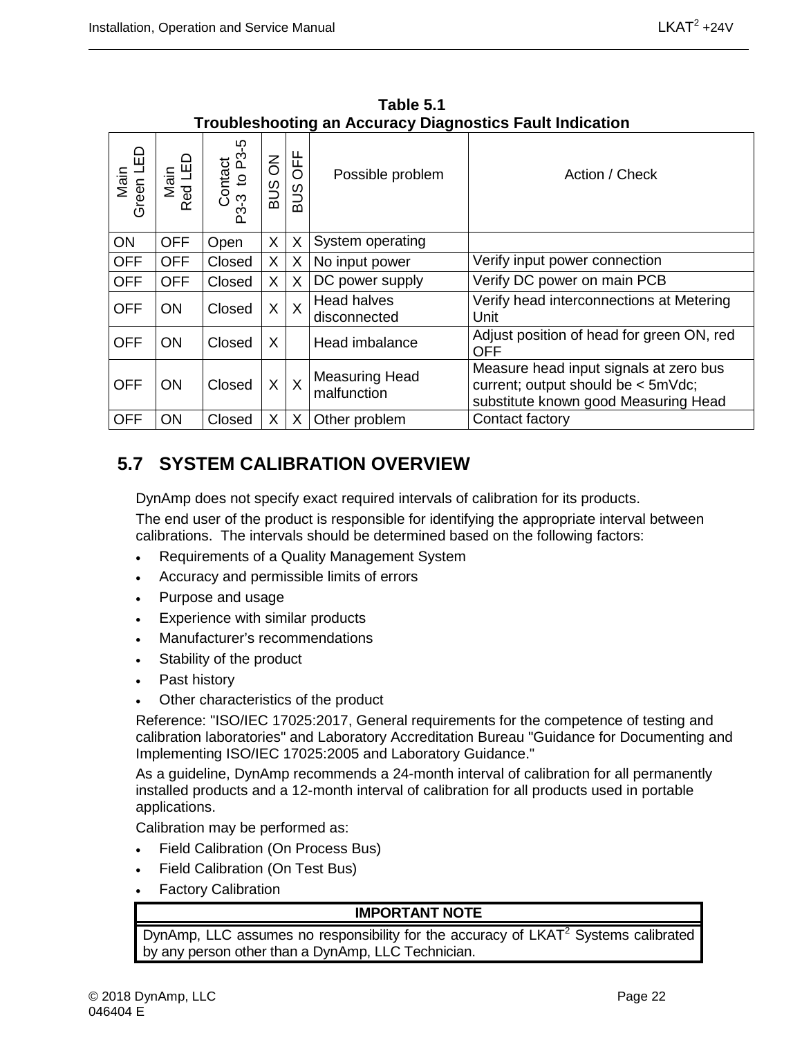**Table 5.1**
**Troubleshooting an Accuracy Diagnostics Fault Indication**

| Main Green LED | Main Red LED | Contact P3-3 to P3-5 | BUS ON | BUS OFF | Possible problem | Action / Check |
|---|---|---|---|---|---|---|
| ON | OFF | Open | X | X | System operating | |
| OFF | OFF | Closed | X | X | No input power | Verify input power connection |
| OFF | OFF | Closed | X | X | DC power supply | Verify DC power on main PCB |
| OFF | ON | Closed | X | X | Head halves disconnected | Verify head interconnections at Metering Unit |
| OFF | ON | Closed | X | | Head imbalance | Adjust position of head for green ON, red OFF |
| OFF | ON | Closed | X | X | Measuring Head malfunction | Measure head input signals at zero bus current; output should be < 5mVdc; substitute known good Measuring Head |
| OFF | ON | Closed | X | X | Other problem | Contact factory |

## 5.7 SYSTEM CALIBRATION OVERVIEW

DynAmp does not specify exact required intervals of calibration for its products.

The end user of the product is responsible for identifying the appropriate interval between calibrations. The intervals should be determined based on the following factors:

- Requirements of a Quality Management System
- Accuracy and permissible limits of errors
- Purpose and usage
- Experience with similar products
- Manufacturer's recommendations
- Stability of the product
- Past history
- Other characteristics of the product

Reference: "ISO/IEC 17025:2017, General requirements for the competence of testing and calibration laboratories" and Laboratory Accreditation Bureau "Guidance for Documenting and Implementing ISO/IEC 17025:2005 and Laboratory Guidance."

As a guideline, DynAmp recommends a 24-month interval of calibration for all permanently installed products and a 12-month interval of calibration for all products used in portable applications.

Calibration may be performed as:

- Field Calibration (On Process Bus)
- Field Calibration (On Test Bus)
- Factory Calibration

| IMPORTANT NOTE |
|---|
| DynAmp, LLC assumes no responsibility for the accuracy of LKAT$^2$ Systems calibrated by any person other than a DynAmp, LLC Technician. |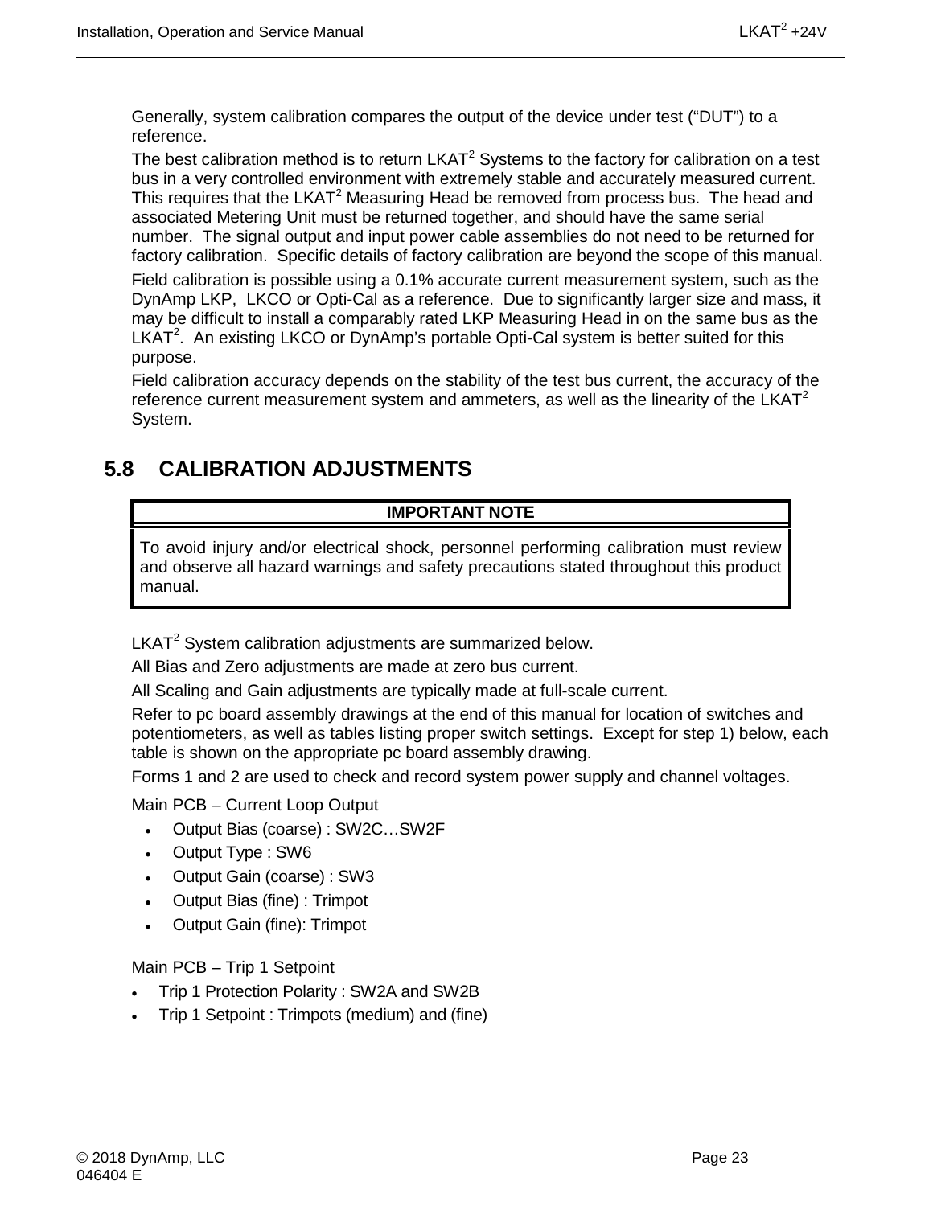Generally, system calibration compares the output of the device under test (“DUT”) to a reference.

The best calibration method is to return LKAT$^2$ Systems to the factory for calibration on a test bus in a very controlled environment with extremely stable and accurately measured current. This requires that the LKAT$^2$ Measuring Head be removed from process bus. The head and associated Metering Unit must be returned together, and should have the same serial number. The signal output and input power cable assemblies do not need to be returned for factory calibration. Specific details of factory calibration are beyond the scope of this manual.

Field calibration is possible using a 0.1% accurate current measurement system, such as the DynAmp LKP, LKCO or Opti-Cal as a reference. Due to significantly larger size and mass, it may be difficult to install a comparably rated LKP Measuring Head in on the same bus as the LKAT$^2$. An existing LKCO or DynAmp’s portable Opti-Cal system is better suited for this purpose.

Field calibration accuracy depends on the stability of the test bus current, the accuracy of the reference current measurement system and ammeters, as well as the linearity of the LKAT$^2$ System.

## 5.8 CALIBRATION ADJUSTMENTS

| IMPORTANT NOTE |
|---|
| To avoid injury and/or electrical shock, personnel performing calibration must review and observe all hazard warnings and safety precautions stated throughout this product manual. |

LKAT$^2$ System calibration adjustments are summarized below.

All Bias and Zero adjustments are made at zero bus current.

All Scaling and Gain adjustments are typically made at full-scale current.

Refer to pc board assembly drawings at the end of this manual for location of switches and potentiometers, as well as tables listing proper switch settings. Except for step 1) below, each table is shown on the appropriate pc board assembly drawing.

Forms 1 and 2 are used to check and record system power supply and channel voltages.

Main PCB – Current Loop Output

- Output Bias (coarse) : SW2C…SW2F
- Output Type : SW6
- Output Gain (coarse) : SW3
- Output Bias (fine) : Trimpot
- Output Gain (fine): Trimpot

Main PCB – Trip 1 Setpoint

- Trip 1 Protection Polarity : SW2A and SW2B
- Trip 1 Setpoint : Trimpots (medium) and (fine)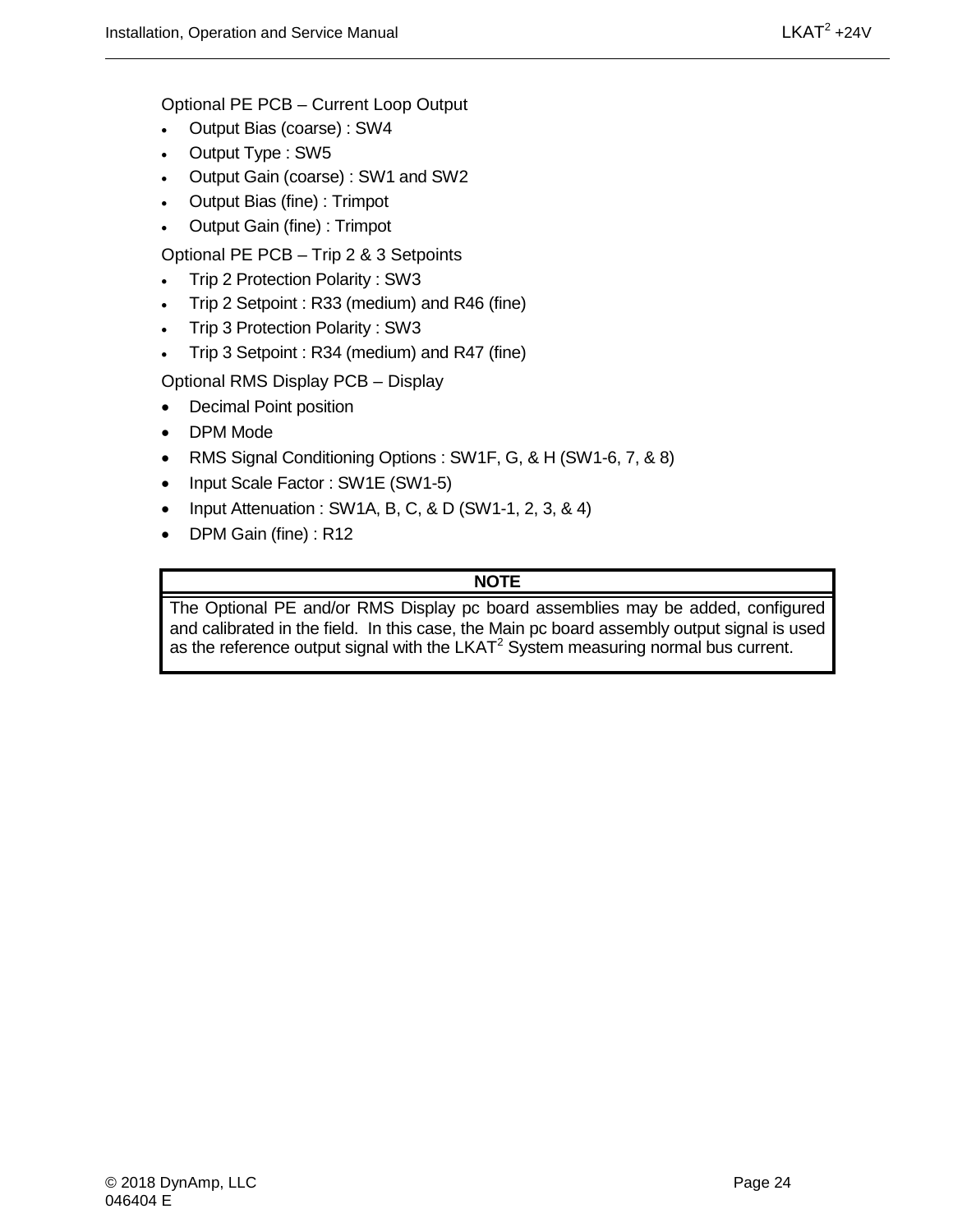Optional PE PCB – Current Loop Output

- Output Bias (coarse) : SW4
- Output Type : SW5
- Output Gain (coarse) : SW1 and SW2
- Output Bias (fine) : Trimpot
- Output Gain (fine) : Trimpot

Optional PE PCB – Trip 2 & 3 Setpoints

- Trip 2 Protection Polarity : SW3
- Trip 2 Setpoint : R33 (medium) and R46 (fine)
- Trip 3 Protection Polarity : SW3
- Trip 3 Setpoint : R34 (medium) and R47 (fine)

Optional RMS Display PCB – Display

- Decimal Point position
- DPM Mode
- RMS Signal Conditioning Options : SW1F, G, & H (SW1-6, 7, & 8)
- Input Scale Factor : SW1E (SW1-5)
- Input Attenuation : SW1A, B, C, & D (SW1-1, 2, 3, & 4)
- DPM Gain (fine) : R12

| NOTE |
| --- |
| The Optional PE and/or RMS Display pc board assemblies may be added, configured and calibrated in the field. In this case, the Main pc board assembly output signal is used as the reference output signal with the LKAT$^2$ System measuring normal bus current. |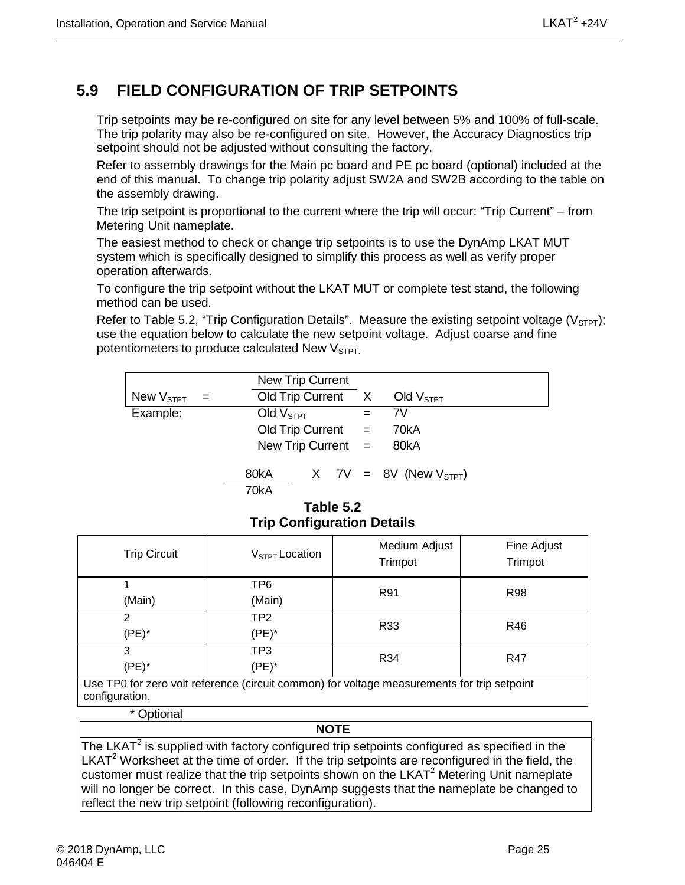## 5.9 FIELD CONFIGURATION OF TRIP SETPOINTS

Trip setpoints may be re-configured on site for any level between 5% and 100% of full-scale. The trip polarity may also be re-configured on site. However, the Accuracy Diagnostics trip setpoint should not be adjusted without consulting the factory.

Refer to assembly drawings for the Main pc board and PE pc board (optional) included at the end of this manual. To change trip polarity adjust SW2A and SW2B according to the table on the assembly drawing.

The trip setpoint is proportional to the current where the trip will occur: "Trip Current" – from Metering Unit nameplate.

The easiest method to check or change trip setpoints is to use the DynAmp LKAT MUT system which is specifically designed to simplify this process as well as verify proper operation afterwards.

To configure the trip setpoint without the LKAT MUT or complete test stand, the following method can be used.

Refer to Table 5.2, "Trip Configuration Details". Measure the existing setpoint voltage ($V_{STPT}$); use the equation below to calculate the new setpoint voltage. Adjust coarse and fine potentiometers to produce calculated New $V_{STPT}$.

$$\text{New } V_{STPT} = \frac{\text{New Trip Current}}{\text{Old Trip Current}} \times \text{Old } V_{STPT}$$

Example:

- Old $V_{STPT}$ = 7V
- Old Trip Current = 70kA
- New Trip Current = 80kA

$$\frac{80\text{kA}}{70\text{kA}} \times 7\text{V} = 8\text{V} \text{ (New } V_{STPT}\text{)}$$

**Table 5.2**
**Trip Configuration Details**

| Trip Circuit | $V_{STPT}$ Location | Medium Adjust Trimpot | Fine Adjust Trimpot |
|---|---|---|---|
| 1 (Main) | TP6 (Main) | R91 | R98 |
| 2 (PE)* | TP2 (PE)* | R33 | R46 |
| 3 (PE)* | TP3 (PE)* | R34 | R47 |
| Use TP0 for zero volt reference (circuit common) for voltage measurements for trip setpoint configuration. | | | |

\* Optional

| NOTE |
|---|
| The LKAT[2] is supplied with factory configured trip setpoints configured as specified in the LKAT[2] Worksheet at the time of order. If the trip setpoints are reconfigured in the field, the customer must realize that the trip setpoints shown on the LKAT[2] Metering Unit nameplate will no longer be correct. In this case, DynAmp suggests that the nameplate be changed to reflect the new trip setpoint (following reconfiguration). |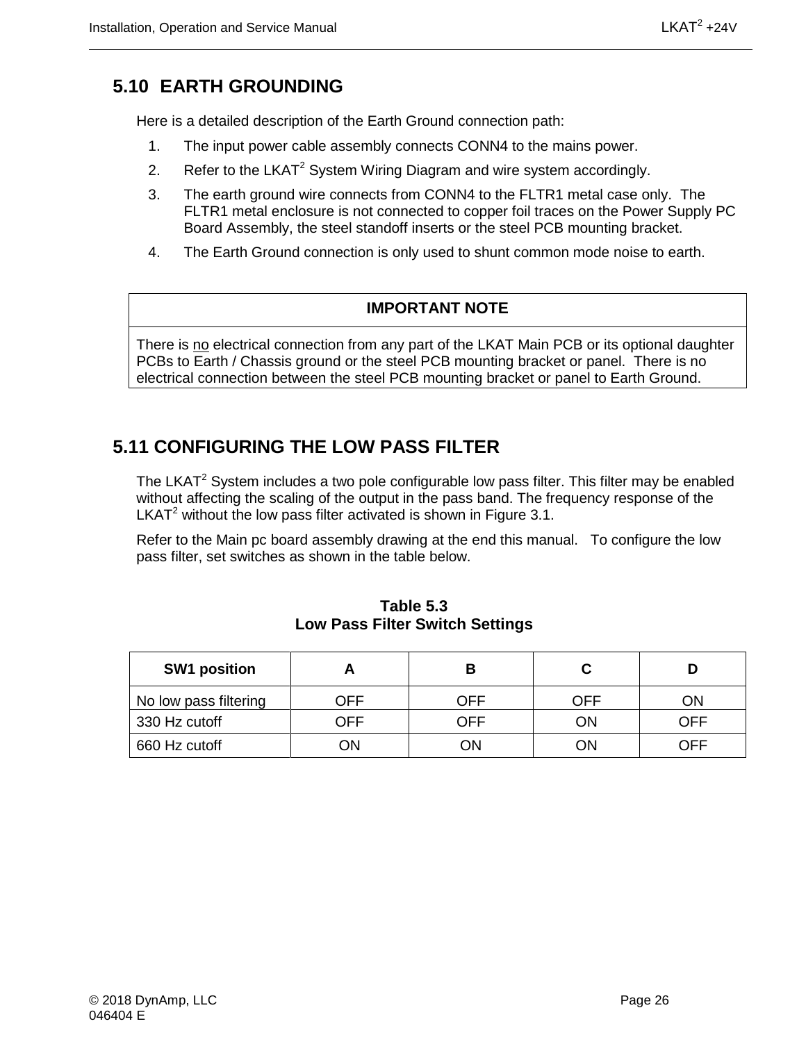## 5.10 EARTH GROUNDING

Here is a detailed description of the Earth Ground connection path:

1. The input power cable assembly connects CONN4 to the mains power.
2. Refer to the LKAT$^2$ System Wiring Diagram and wire system accordingly.
3. The earth ground wire connects from CONN4 to the FLTR1 metal case only. The FLTR1 metal enclosure is not connected to copper foil traces on the Power Supply PC Board Assembly, the steel standoff inserts or the steel PCB mounting bracket.
4. The Earth Ground connection is only used to shunt common mode noise to earth.

| IMPORTANT NOTE |
|---|
| There is no electrical connection from any part of the LKAT Main PCB or its optional daughter PCBs to Earth / Chassis ground or the steel PCB mounting bracket or panel. There is no electrical connection between the steel PCB mounting bracket or panel to Earth Ground. |

## 5.11 CONFIGURING THE LOW PASS FILTER

The LKAT$^2$ System includes a two pole configurable low pass filter. This filter may be enabled without affecting the scaling of the output in the pass band. The frequency response of the LKAT$^2$ without the low pass filter activated is shown in Figure 3.1.

Refer to the Main pc board assembly drawing at the end this manual. To configure the low pass filter, set switches as shown in the table below.

**Table 5.3**
**Low Pass Filter Switch Settings**

| SW1 position | A | B | C | D |
|---|---|---|---|---|
| No low pass filtering | OFF | OFF | OFF | ON |
| 330 Hz cutoff | OFF | OFF | ON | OFF |
| 660 Hz cutoff | ON | ON | ON | OFF |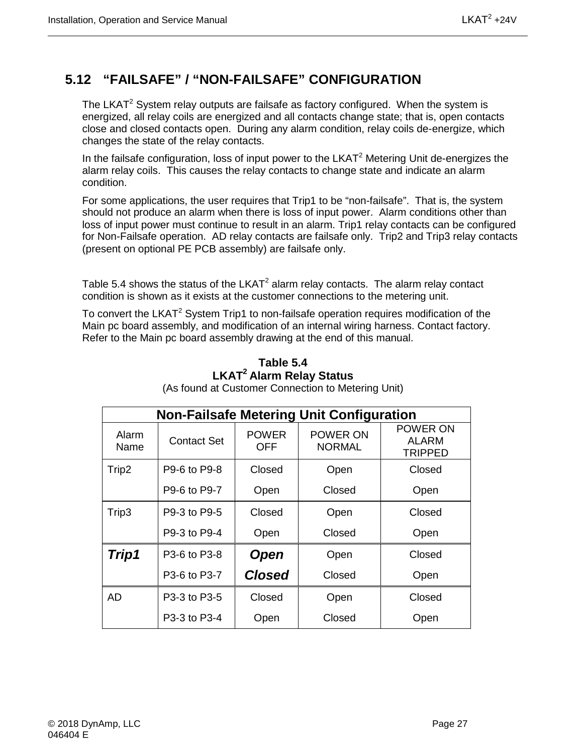## 5.12 "FAILSAFE" / "NON-FAILSAFE" CONFIGURATION

The LKAT[2] System relay outputs are failsafe as factory configured. When the system is energized, all relay coils are energized and all contacts change state; that is, open contacts close and closed contacts open. During any alarm condition, relay coils de-energize, which changes the state of the relay contacts.

In the failsafe configuration, loss of input power to the LKAT[2] Metering Unit de-energizes the alarm relay coils. This causes the relay contacts to change state and indicate an alarm condition.

For some applications, the user requires that Trip1 to be "non-failsafe". That is, the system should not produce an alarm when there is loss of input power. Alarm conditions other than loss of input power must continue to result in an alarm. Trip1 relay contacts can be configured for Non-Failsafe operation. AD relay contacts are failsafe only. Trip2 and Trip3 relay contacts (present on optional PE PCB assembly) are failsafe only.

Table 5.4 shows the status of the LKAT[2] alarm relay contacts. The alarm relay contact condition is shown as it exists at the customer connections to the metering unit.

To convert the LKAT[2] System Trip1 to non-failsafe operation requires modification of the Main pc board assembly, and modification of an internal wiring harness. Contact factory. Refer to the Main pc board assembly drawing at the end of this manual.

**Table 5.4**
**LKAT[2] Alarm Relay Status**
(As found at Customer Connection to Metering Unit)

| Non-Failsafe Metering Unit Configuration | | | | |
|---|---|---|---|---|
| Alarm Name | Contact Set | POWER OFF | POWER ON NORMAL | POWER ON ALARM TRIPPED |
| Trip2 | P9-6 to P9-8 | Closed | Open | Closed |
| | P9-6 to P9-7 | Open | Closed | Open |
| Trip3 | P9-3 to P9-5 | Closed | Open | Closed |
| | P9-3 to P9-4 | Open | Closed | Open |
| ***Trip1*** | P3-6 to P3-8 | ***Open*** | Open | Closed |
| | P3-6 to P3-7 | ***Closed*** | Closed | Open |
| AD | P3-3 to P3-5 | Closed | Open | Closed |
| | P3-3 to P3-4 | Open | Closed | Open |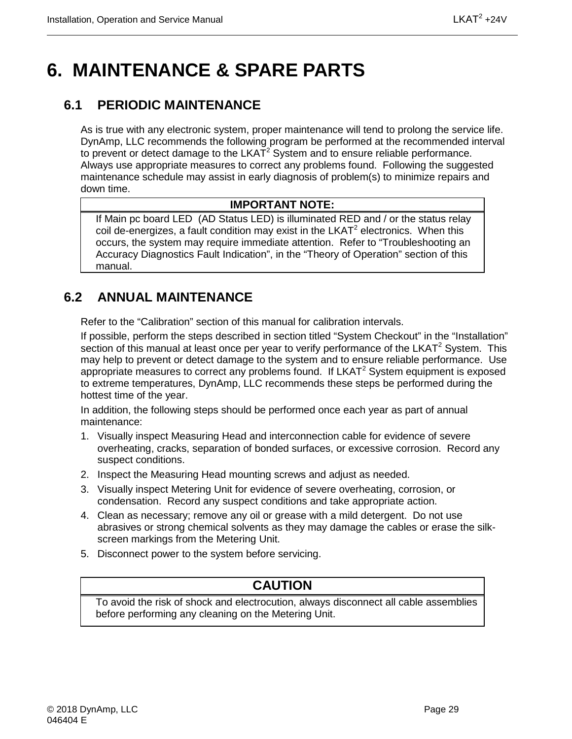# 6. MAINTENANCE & SPARE PARTS

## 6.1 PERIODIC MAINTENANCE

As is true with any electronic system, proper maintenance will tend to prolong the service life. DynAmp, LLC recommends the following program be performed at the recommended interval to prevent or detect damage to the LKAT$^2$ System and to ensure reliable performance. Always use appropriate measures to correct any problems found. Following the suggested maintenance schedule may assist in early diagnosis of problem(s) to minimize repairs and down time.

| IMPORTANT NOTE: |
|---|
| If Main pc board LED (AD Status LED) is illuminated RED and / or the status relay coil de-energizes, a fault condition may exist in the LKAT$^2$ electronics. When this occurs, the system may require immediate attention. Refer to "Troubleshooting an Accuracy Diagnostics Fault Indication", in the "Theory of Operation" section of this manual. |

## 6.2 ANNUAL MAINTENANCE

Refer to the "Calibration" section of this manual for calibration intervals.

If possible, perform the steps described in section titled "System Checkout" in the "Installation" section of this manual at least once per year to verify performance of the LKAT$^2$ System. This may help to prevent or detect damage to the system and to ensure reliable performance. Use appropriate measures to correct any problems found. If LKAT$^2$ System equipment is exposed to extreme temperatures, DynAmp, LLC recommends these steps be performed during the hottest time of the year.

In addition, the following steps should be performed once each year as part of annual maintenance:

1. Visually inspect Measuring Head and interconnection cable for evidence of severe overheating, cracks, separation of bonded surfaces, or excessive corrosion. Record any suspect conditions.
2. Inspect the Measuring Head mounting screws and adjust as needed.
3. Visually inspect Metering Unit for evidence of severe overheating, corrosion, or condensation. Record any suspect conditions and take appropriate action.
4. Clean as necessary; remove any oil or grease with a mild detergent. Do not use abrasives or strong chemical solvents as they may damage the cables or erase the silk-screen markings from the Metering Unit.
5. Disconnect power to the system before servicing.

| CAUTION |
|---|
| To avoid the risk of shock and electrocution, always disconnect all cable assemblies before performing any cleaning on the Metering Unit. |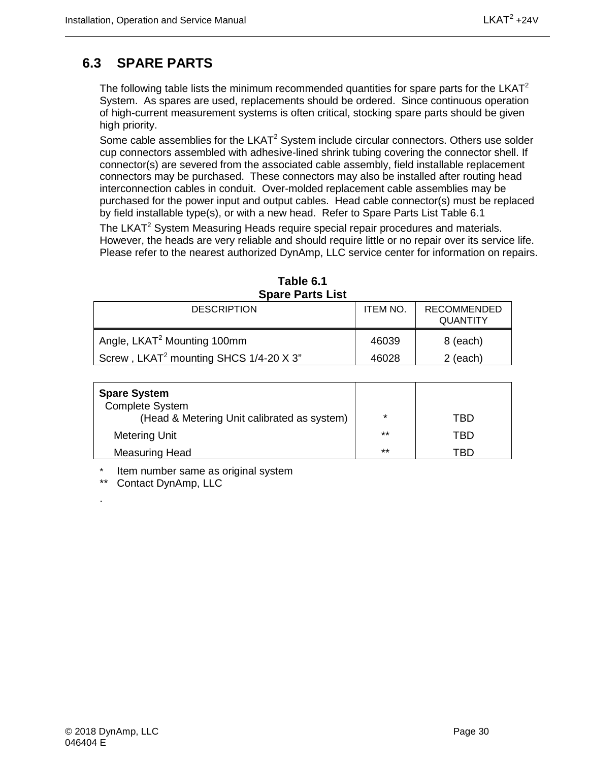## 6.3 SPARE PARTS

The following table lists the minimum recommended quantities for spare parts for the LKAT$^2$ System. As spares are used, replacements should be ordered. Since continuous operation of high-current measurement systems is often critical, stocking spare parts should be given high priority.

Some cable assemblies for the LKAT$^2$ System include circular connectors. Others use solder cup connectors assembled with adhesive-lined shrink tubing covering the connector shell. If connector(s) are severed from the associated cable assembly, field installable replacement connectors may be purchased. These connectors may also be installed after routing head interconnection cables in conduit. Over-molded replacement cable assemblies may be purchased for the power input and output cables. Head cable connector(s) must be replaced by field installable type(s), or with a new head. Refer to Spare Parts List Table 6.1

The LKAT$^2$ System Measuring Heads require special repair procedures and materials. However, the heads are very reliable and should require little or no repair over its service life. Please refer to the nearest authorized DynAmp, LLC service center for information on repairs.

**Table 6.1**
**Spare Parts List**

| DESCRIPTION | ITEM NO. | RECOMMENDED QUANTITY |
|---|---|---|
| Angle, LKAT$^2$ Mounting 100mm | 46039 | 8 (each) |
| Screw , LKAT$^2$ mounting SHCS 1/4-20 X 3” | 46028 | 2 (each) |
| **Spare System** | | |
| Complete System (Head & Metering Unit calibrated as system) | * | TBD |
| Metering Unit | ** | TBD |
| Measuring Head | ** | TBD |

\* Item number same as original system
\*\* Contact DynAmp, LLC

.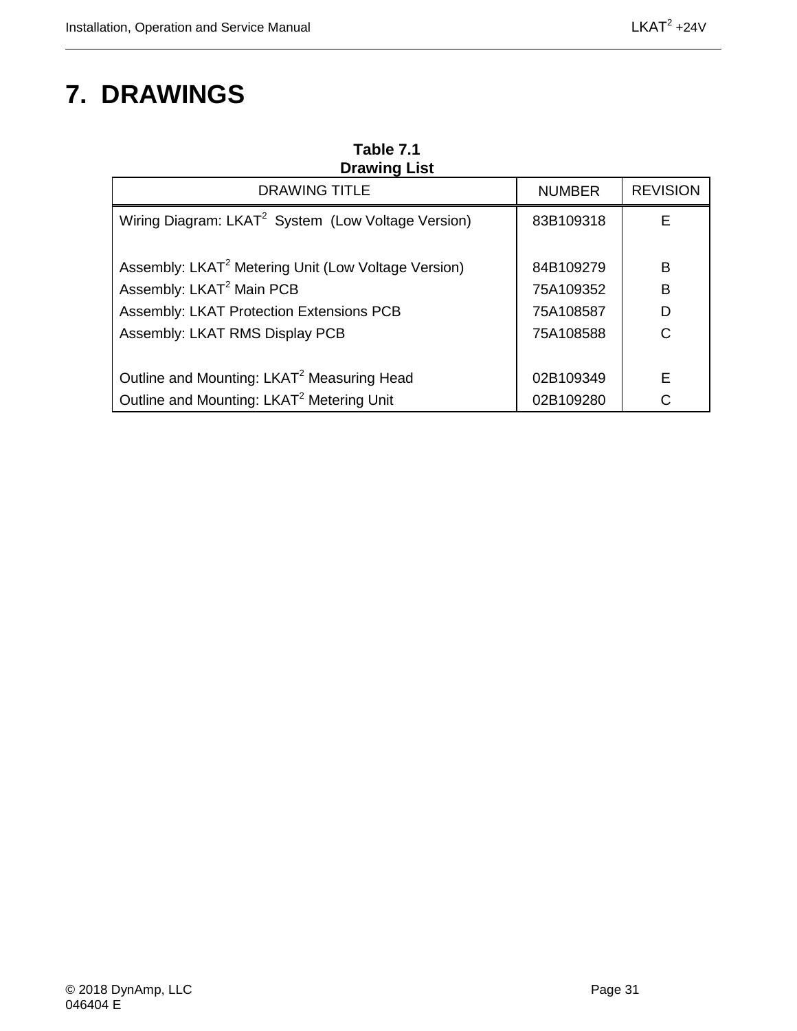# 7. DRAWINGS

**Table 7.1**
**Drawing List**

| DRAWING TITLE | NUMBER | REVISION |
|---|---|---|
| Wiring Diagram: LKAT$^2$ System (Low Voltage Version) | 83B109318 | E |
| | | |
| Assembly: LKAT$^2$ Metering Unit (Low Voltage Version) | 84B109279 | B |
| Assembly: LKAT$^2$ Main PCB | 75A109352 | B |
| Assembly: LKAT Protection Extensions PCB | 75A108587 | D |
| Assembly: LKAT RMS Display PCB | 75A108588 | C |
| | | |
| Outline and Mounting: LKAT$^2$ Measuring Head | 02B109349 | E |
| Outline and Mounting: LKAT$^2$ Metering Unit | 02B109280 | C |